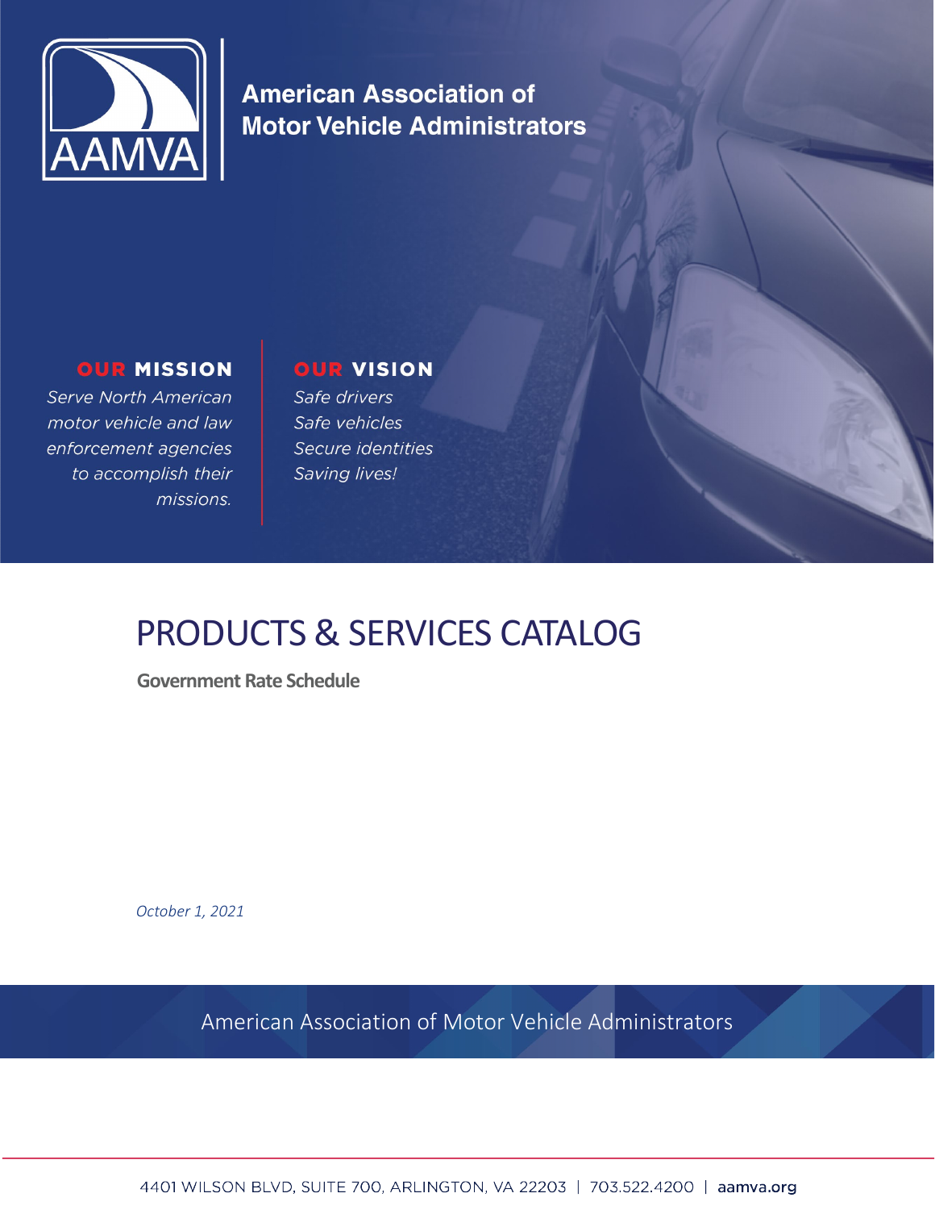AAMVA

**American Association of Motor Vehicle Administrators**

**OUR MISSION**

*Serve North American motor vehicle and law enforcement agencies to accomplish their missions.*

**OUR VISION**

*Safe drivers*
*Safe vehicles*
*Secure identities*
*Saving lives!*

# PRODUCTS & SERVICES CATALOG

**Government Rate Schedule**

*October 1, 2021*

American Association of Motor Vehicle Administrators

4401 WILSON BLVD, SUITE 700, ARLINGTON, VA 22203 | 703.522.4200 | **aamva.org**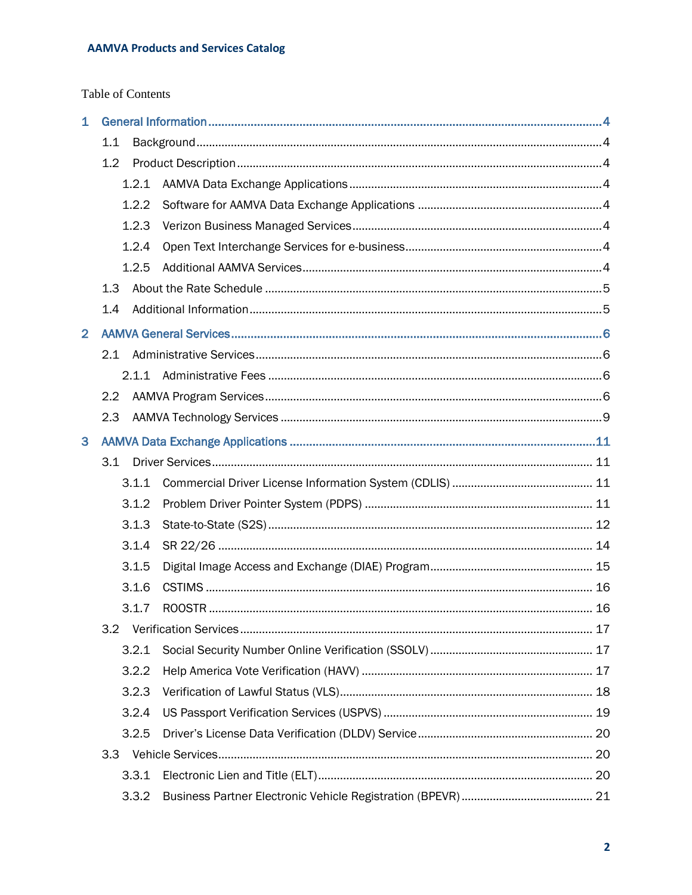Table of Contents

- 1 General Information ..... 4
  - 1.1 Background ..... 4
  - 1.2 Product Description ..... 4
    - 1.2.1 AAMVA Data Exchange Applications ..... 4
    - 1.2.2 Software for AAMVA Data Exchange Applications ..... 4
    - 1.2.3 Verizon Business Managed Services ..... 4
    - 1.2.4 Open Text Interchange Services for e-business ..... 4
    - 1.2.5 Additional AAMVA Services ..... 4
  - 1.3 About the Rate Schedule ..... 5
  - 1.4 Additional Information ..... 5
- 2 AAMVA General Services ..... 6
  - 2.1 Administrative Services ..... 6
    - 2.1.1 Administrative Fees ..... 6
  - 2.2 AAMVA Program Services ..... 6
  - 2.3 AAMVA Technology Services ..... 9
- 3 AAMVA Data Exchange Applications ..... 11
  - 3.1 Driver Services ..... 11
    - 3.1.1 Commercial Driver License Information System (CDLIS) ..... 11
    - 3.1.2 Problem Driver Pointer System (PDPS) ..... 11
    - 3.1.3 State-to-State (S2S) ..... 12
    - 3.1.4 SR 22/26 ..... 14
    - 3.1.5 Digital Image Access and Exchange (DIAE) Program ..... 15
    - 3.1.6 CSTIMS ..... 16
    - 3.1.7 ROOSTR ..... 16
  - 3.2 Verification Services ..... 17
    - 3.2.1 Social Security Number Online Verification (SSOLV) ..... 17
    - 3.2.2 Help America Vote Verification (HAVV) ..... 17
    - 3.2.3 Verification of Lawful Status (VLS) ..... 18
    - 3.2.4 US Passport Verification Services (USPVS) ..... 19
    - 3.2.5 Driver's License Data Verification (DLDV) Service ..... 20
  - 3.3 Vehicle Services ..... 20
    - 3.3.1 Electronic Lien and Title (ELT) ..... 20
    - 3.3.2 Business Partner Electronic Vehicle Registration (BPEVR) ..... 21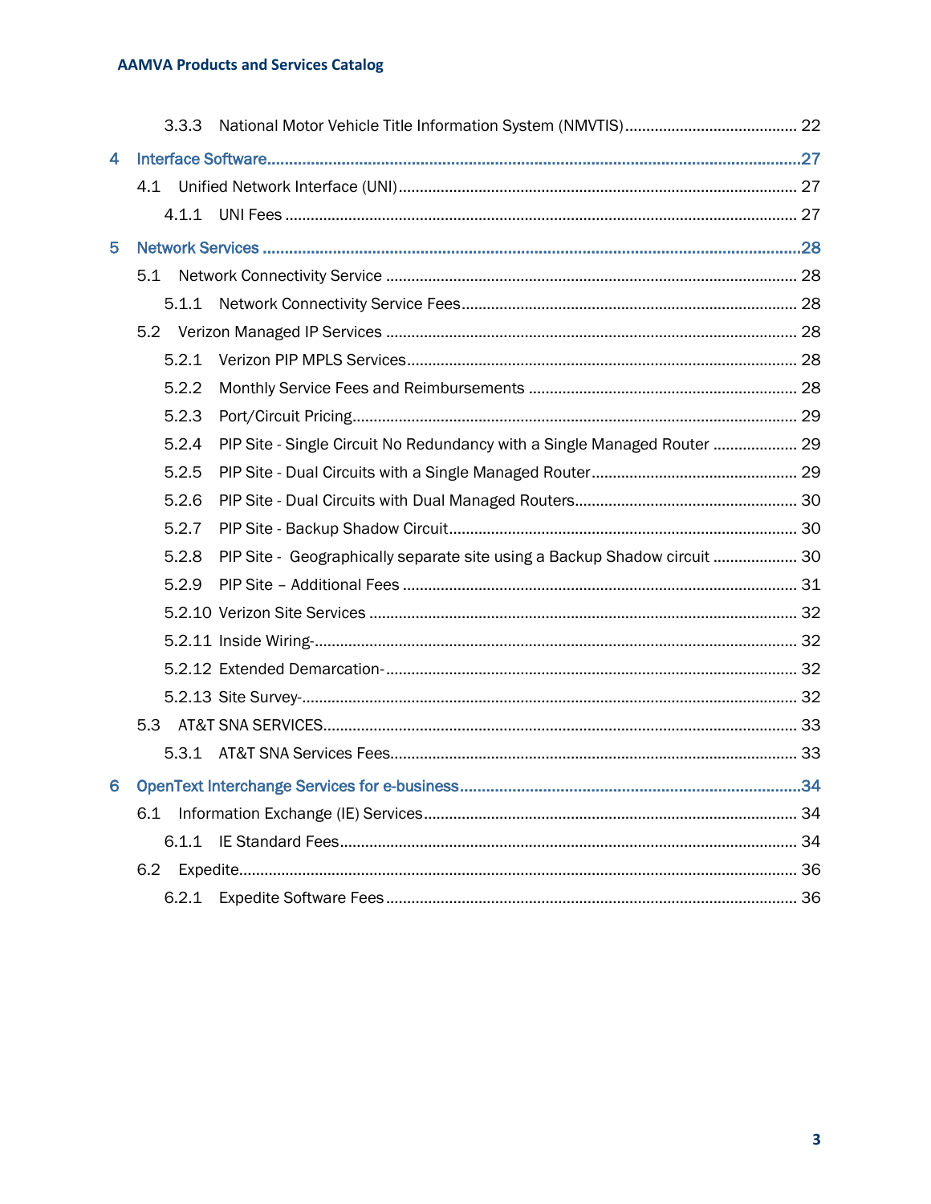3.3.3 National Motor Vehicle Title Information System (NMVTIS) ........................................ 22

4 Interface Software ........................................ 27

4.1 Unified Network Interface (UNI) ........................................ 27

4.1.1 UNI Fees ........................................ 27

5 Network Services ........................................ 28

5.1 Network Connectivity Service ........................................ 28

5.1.1 Network Connectivity Service Fees ........................................ 28

5.2 Verizon Managed IP Services ........................................ 28

5.2.1 Verizon PIP MPLS Services ........................................ 28

5.2.2 Monthly Service Fees and Reimbursements ........................................ 28

5.2.3 Port/Circuit Pricing ........................................ 29

5.2.4 PIP Site - Single Circuit No Redundancy with a Single Managed Router ........................................ 29

5.2.5 PIP Site - Dual Circuits with a Single Managed Router ........................................ 29

5.2.6 PIP Site - Dual Circuits with Dual Managed Routers ........................................ 30

5.2.7 PIP Site - Backup Shadow Circuit ........................................ 30

5.2.8 PIP Site - Geographically separate site using a Backup Shadow circuit ........................................ 30

5.2.9 PIP Site – Additional Fees ........................................ 31

5.2.10 Verizon Site Services ........................................ 32

5.2.11 Inside Wiring- ........................................ 32

5.2.12 Extended Demarcation- ........................................ 32

5.2.13 Site Survey- ........................................ 32

5.3 AT&T SNA SERVICES ........................................ 33

5.3.1 AT&T SNA Services Fees ........................................ 33

6 OpenText Interchange Services for e-business ........................................ 34

6.1 Information Exchange (IE) Services ........................................ 34

6.1.1 IE Standard Fees ........................................ 34

6.2 Expedite ........................................ 36

6.2.1 Expedite Software Fees ........................................ 36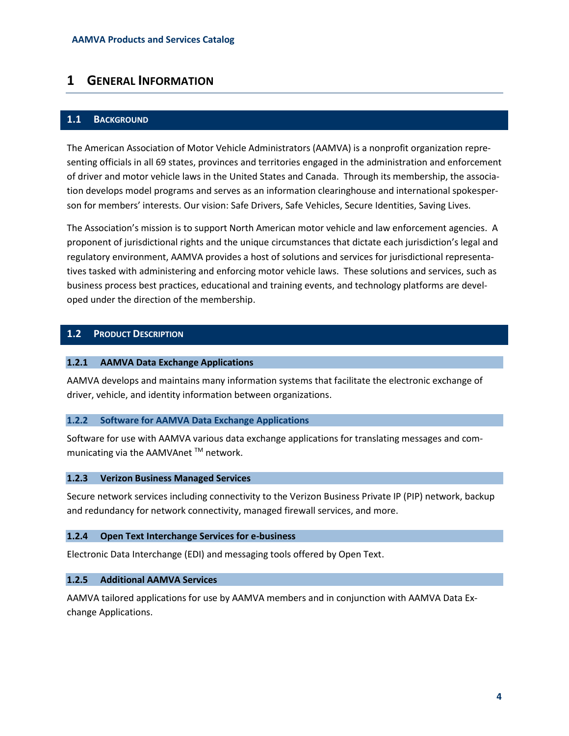# 1 General Information

## 1.1 Background

The American Association of Motor Vehicle Administrators (AAMVA) is a nonprofit organization representing officials in all 69 states, provinces and territories engaged in the administration and enforcement of driver and motor vehicle laws in the United States and Canada. Through its membership, the association develops model programs and serves as an information clearinghouse and international spokesperson for members' interests. Our vision: Safe Drivers, Safe Vehicles, Secure Identities, Saving Lives.

The Association's mission is to support North American motor vehicle and law enforcement agencies. A proponent of jurisdictional rights and the unique circumstances that dictate each jurisdiction's legal and regulatory environment, AAMVA provides a host of solutions and services for jurisdictional representatives tasked with administering and enforcing motor vehicle laws. These solutions and services, such as business process best practices, educational and training events, and technology platforms are developed under the direction of the membership.

## 1.2 Product Description

### 1.2.1 AAMVA Data Exchange Applications

AAMVA develops and maintains many information systems that facilitate the electronic exchange of driver, vehicle, and identity information between organizations.

### 1.2.2 Software for AAMVA Data Exchange Applications

Software for use with AAMVA various data exchange applications for translating messages and communicating via the AAMVAnet ™ network.

### 1.2.3 Verizon Business Managed Services

Secure network services including connectivity to the Verizon Business Private IP (PIP) network, backup and redundancy for network connectivity, managed firewall services, and more.

### 1.2.4 Open Text Interchange Services for e-business

Electronic Data Interchange (EDI) and messaging tools offered by Open Text.

### 1.2.5 Additional AAMVA Services

AAMVA tailored applications for use by AAMVA members and in conjunction with AAMVA Data Exchange Applications.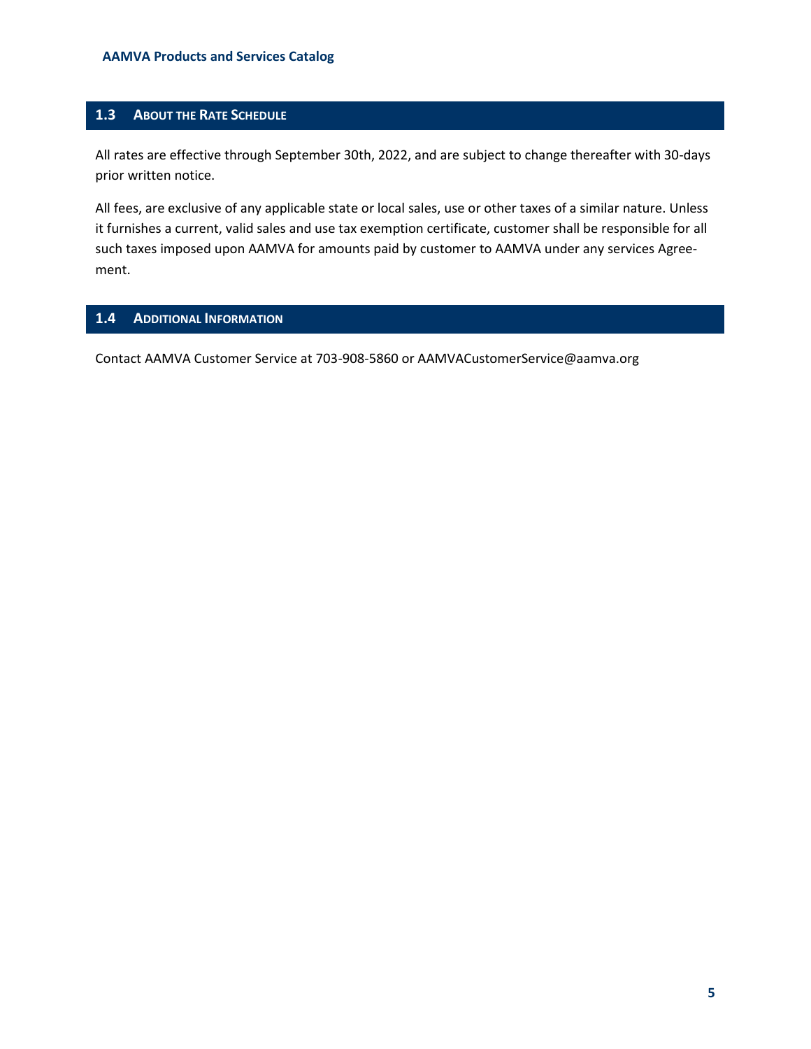## 1.3 About the Rate Schedule

All rates are effective through September 30th, 2022, and are subject to change thereafter with 30-days prior written notice.

All fees, are exclusive of any applicable state or local sales, use or other taxes of a similar nature. Unless it furnishes a current, valid sales and use tax exemption certificate, customer shall be responsible for all such taxes imposed upon AAMVA for amounts paid by customer to AAMVA under any services Agreement.

## 1.4 Additional Information

Contact AAMVA Customer Service at 703-908-5860 or AAMVACustomerService@aamva.org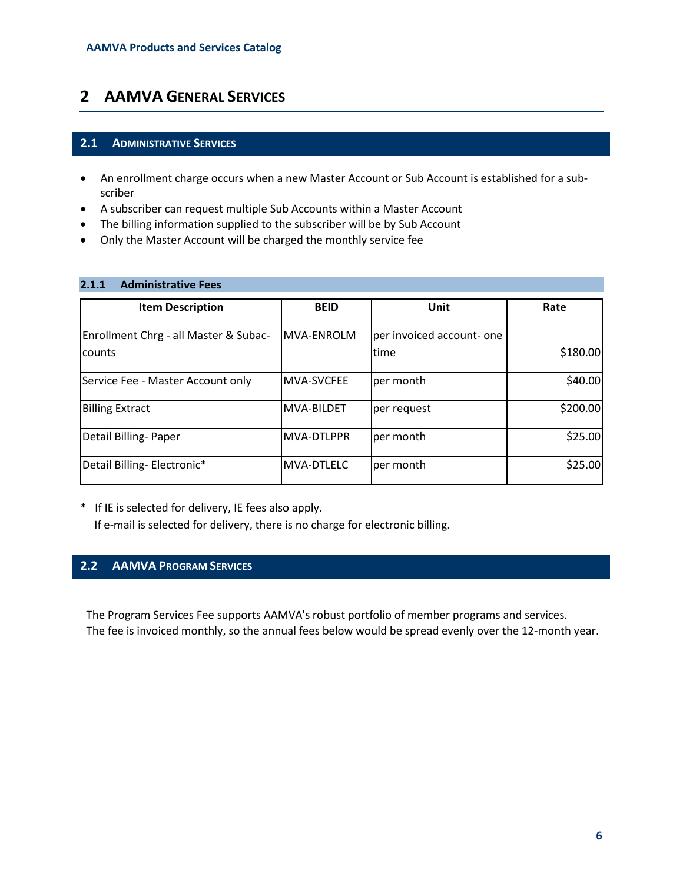# 2 AAMVA General Services

## 2.1 Administrative Services

- An enrollment charge occurs when a new Master Account or Sub Account is established for a subscriber
- A subscriber can request multiple Sub Accounts within a Master Account
- The billing information supplied to the subscriber will be by Sub Account
- Only the Master Account will be charged the monthly service fee

### 2.1.1 Administrative Fees

| Item Description | BEID | Unit | Rate |
|---|---|---|---|
| Enrollment Chrg - all Master & Subaccounts | MVA-ENROLM | per invoiced account- one time | $180.00 |
| Service Fee - Master Account only | MVA-SVCFEE | per month | $40.00 |
| Billing Extract | MVA-BILDET | per request | $200.00 |
| Detail Billing- Paper | MVA-DTLPPR | per month | $25.00 |
| Detail Billing- Electronic* | MVA-DTLELC | per month | $25.00 |

\* If IE is selected for delivery, IE fees also apply.
If e-mail is selected for delivery, there is no charge for electronic billing.

## 2.2 AAMVA Program Services

The Program Services Fee supports AAMVA's robust portfolio of member programs and services.
The fee is invoiced monthly, so the annual fees below would be spread evenly over the 12-month year.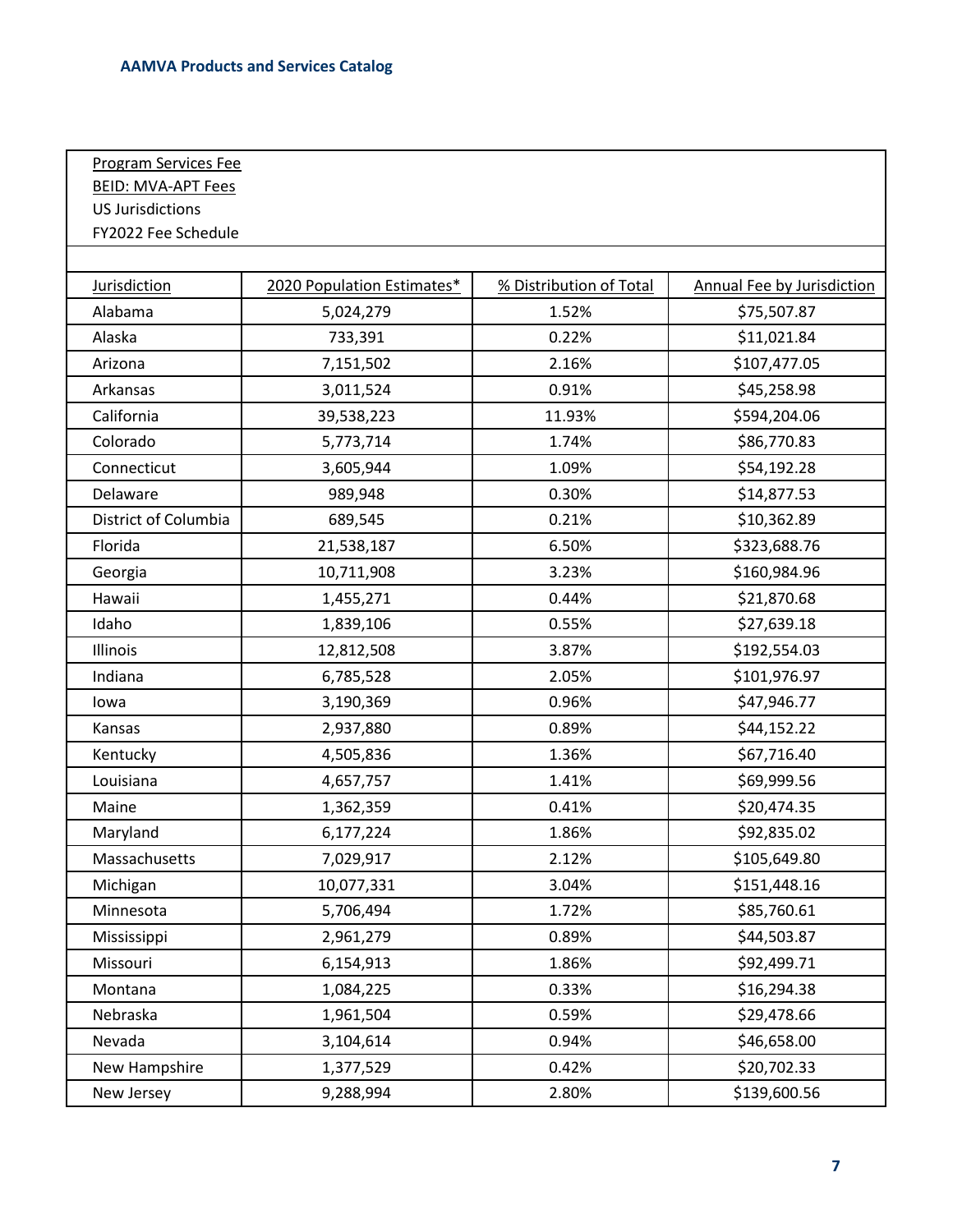Program Services Fee
BEID: MVA-APT Fees
US Jurisdictions
FY2022 Fee Schedule

| Jurisdiction | 2020 Population Estimates* | % Distribution of Total | Annual Fee by Jurisdiction |
|---|---|---|---|
| Alabama | 5,024,279 | 1.52% | $75,507.87 |
| Alaska | 733,391 | 0.22% | $11,021.84 |
| Arizona | 7,151,502 | 2.16% | $107,477.05 |
| Arkansas | 3,011,524 | 0.91% | $45,258.98 |
| California | 39,538,223 | 11.93% | $594,204.06 |
| Colorado | 5,773,714 | 1.74% | $86,770.83 |
| Connecticut | 3,605,944 | 1.09% | $54,192.28 |
| Delaware | 989,948 | 0.30% | $14,877.53 |
| District of Columbia | 689,545 | 0.21% | $10,362.89 |
| Florida | 21,538,187 | 6.50% | $323,688.76 |
| Georgia | 10,711,908 | 3.23% | $160,984.96 |
| Hawaii | 1,455,271 | 0.44% | $21,870.68 |
| Idaho | 1,839,106 | 0.55% | $27,639.18 |
| Illinois | 12,812,508 | 3.87% | $192,554.03 |
| Indiana | 6,785,528 | 2.05% | $101,976.97 |
| Iowa | 3,190,369 | 0.96% | $47,946.77 |
| Kansas | 2,937,880 | 0.89% | $44,152.22 |
| Kentucky | 4,505,836 | 1.36% | $67,716.40 |
| Louisiana | 4,657,757 | 1.41% | $69,999.56 |
| Maine | 1,362,359 | 0.41% | $20,474.35 |
| Maryland | 6,177,224 | 1.86% | $92,835.02 |
| Massachusetts | 7,029,917 | 2.12% | $105,649.80 |
| Michigan | 10,077,331 | 3.04% | $151,448.16 |
| Minnesota | 5,706,494 | 1.72% | $85,760.61 |
| Mississippi | 2,961,279 | 0.89% | $44,503.87 |
| Missouri | 6,154,913 | 1.86% | $92,499.71 |
| Montana | 1,084,225 | 0.33% | $16,294.38 |
| Nebraska | 1,961,504 | 0.59% | $29,478.66 |
| Nevada | 3,104,614 | 0.94% | $46,658.00 |
| New Hampshire | 1,377,529 | 0.42% | $20,702.33 |
| New Jersey | 9,288,994 | 2.80% | $139,600.56 |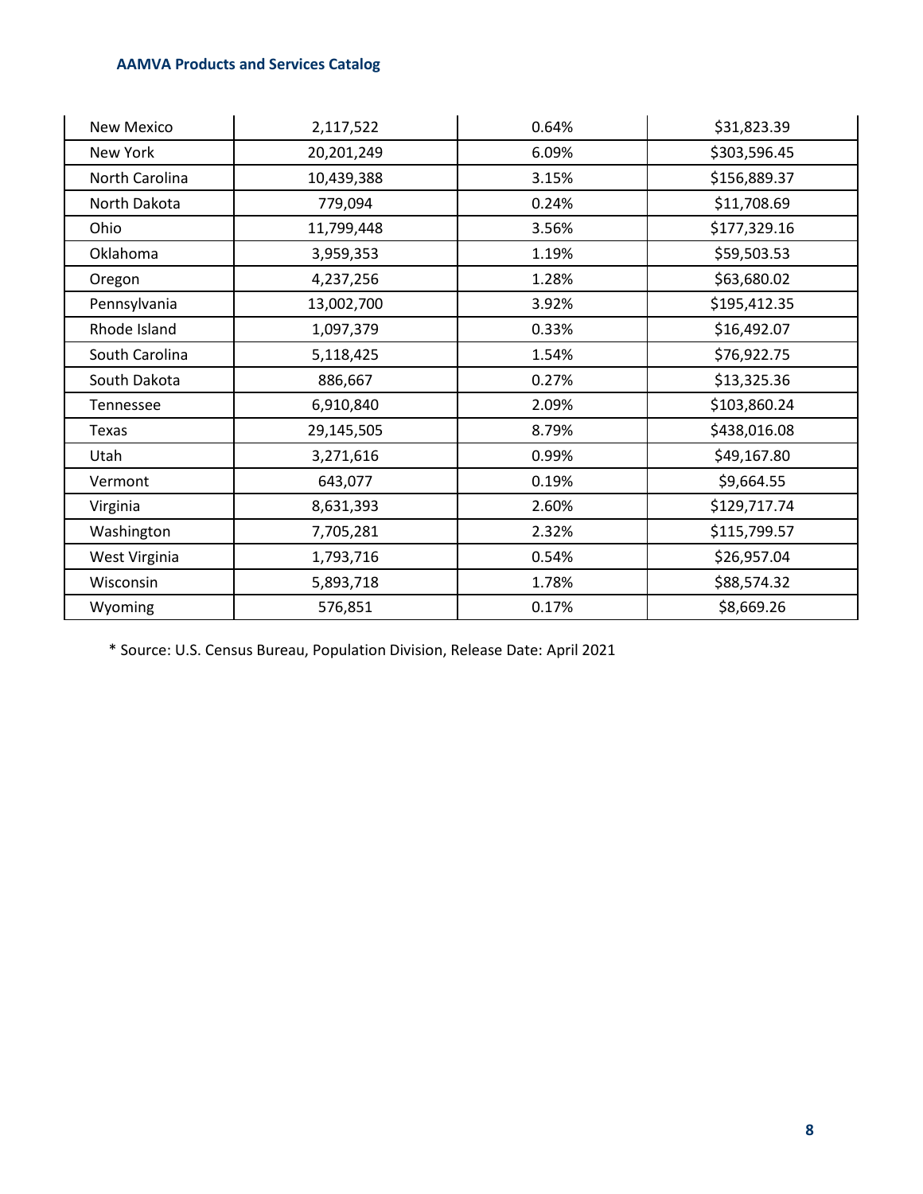| New Mexico | 2,117,522 | 0.64% | $31,823.39 |
|---|---|---|---|
| New York | 20,201,249 | 6.09% | $303,596.45 |
| North Carolina | 10,439,388 | 3.15% | $156,889.37 |
| North Dakota | 779,094 | 0.24% | $11,708.69 |
| Ohio | 11,799,448 | 3.56% | $177,329.16 |
| Oklahoma | 3,959,353 | 1.19% | $59,503.53 |
| Oregon | 4,237,256 | 1.28% | $63,680.02 |
| Pennsylvania | 13,002,700 | 3.92% | $195,412.35 |
| Rhode Island | 1,097,379 | 0.33% | $16,492.07 |
| South Carolina | 5,118,425 | 1.54% | $76,922.75 |
| South Dakota | 886,667 | 0.27% | $13,325.36 |
| Tennessee | 6,910,840 | 2.09% | $103,860.24 |
| Texas | 29,145,505 | 8.79% | $438,016.08 |
| Utah | 3,271,616 | 0.99% | $49,167.80 |
| Vermont | 643,077 | 0.19% | $9,664.55 |
| Virginia | 8,631,393 | 2.60% | $129,717.74 |
| Washington | 7,705,281 | 2.32% | $115,799.57 |
| West Virginia | 1,793,716 | 0.54% | $26,957.04 |
| Wisconsin | 5,893,718 | 1.78% | $88,574.32 |
| Wyoming | 576,851 | 0.17% | $8,669.26 |

* Source: U.S. Census Bureau, Population Division, Release Date: April 2021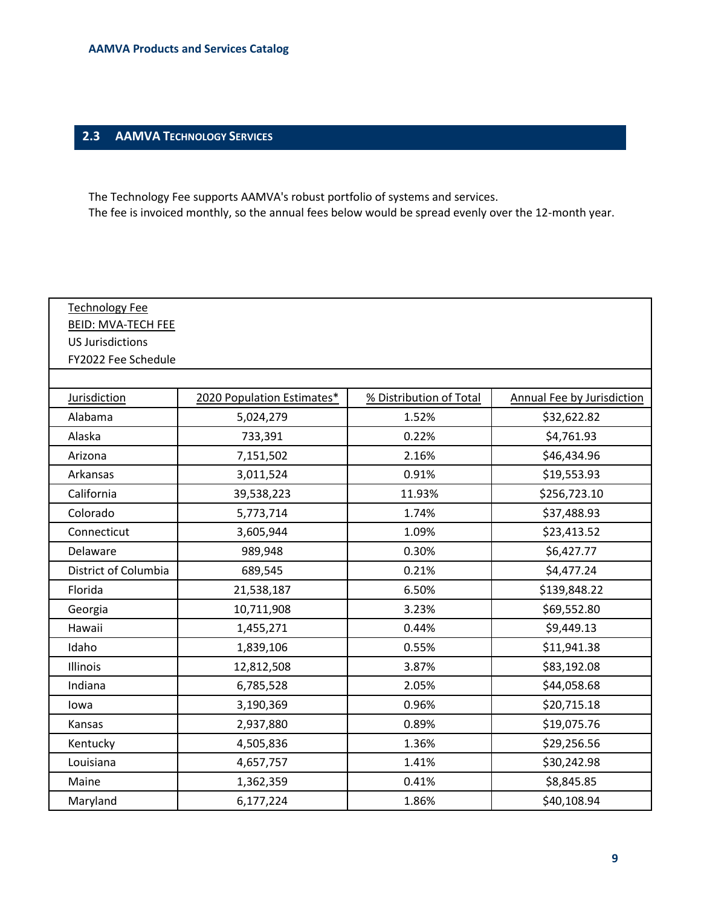## 2.3 AAMVA Technology Services

The Technology Fee supports AAMVA's robust portfolio of systems and services.
The fee is invoiced monthly, so the annual fees below would be spread evenly over the 12-month year.

Technology Fee
BEID: MVA-TECH FEE
US Jurisdictions
FY2022 Fee Schedule

| Jurisdiction | 2020 Population Estimates* | % Distribution of Total | Annual Fee by Jurisdiction |
|---|---|---|---|
| Alabama | 5,024,279 | 1.52% | $32,622.82 |
| Alaska | 733,391 | 0.22% | $4,761.93 |
| Arizona | 7,151,502 | 2.16% | $46,434.96 |
| Arkansas | 3,011,524 | 0.91% | $19,553.93 |
| California | 39,538,223 | 11.93% | $256,723.10 |
| Colorado | 5,773,714 | 1.74% | $37,488.93 |
| Connecticut | 3,605,944 | 1.09% | $23,413.52 |
| Delaware | 989,948 | 0.30% | $6,427.77 |
| District of Columbia | 689,545 | 0.21% | $4,477.24 |
| Florida | 21,538,187 | 6.50% | $139,848.22 |
| Georgia | 10,711,908 | 3.23% | $69,552.80 |
| Hawaii | 1,455,271 | 0.44% | $9,449.13 |
| Idaho | 1,839,106 | 0.55% | $11,941.38 |
| Illinois | 12,812,508 | 3.87% | $83,192.08 |
| Indiana | 6,785,528 | 2.05% | $44,058.68 |
| Iowa | 3,190,369 | 0.96% | $20,715.18 |
| Kansas | 2,937,880 | 0.89% | $19,075.76 |
| Kentucky | 4,505,836 | 1.36% | $29,256.56 |
| Louisiana | 4,657,757 | 1.41% | $30,242.98 |
| Maine | 1,362,359 | 0.41% | $8,845.85 |
| Maryland | 6,177,224 | 1.86% | $40,108.94 |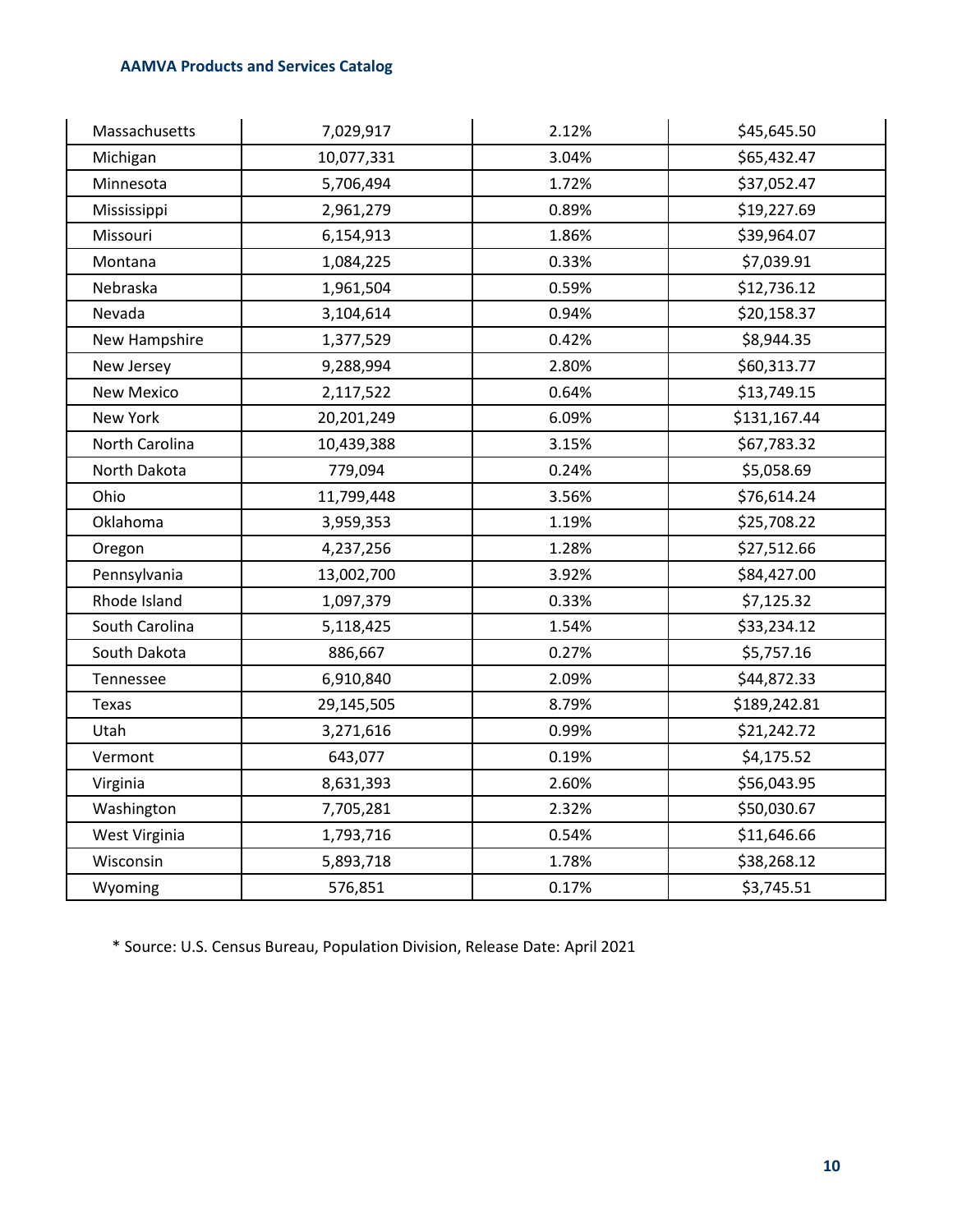| | | | |
|---|---|---|---|
| Massachusetts | 7,029,917 | 2.12% | $45,645.50 |
| Michigan | 10,077,331 | 3.04% | $65,432.47 |
| Minnesota | 5,706,494 | 1.72% | $37,052.47 |
| Mississippi | 2,961,279 | 0.89% | $19,227.69 |
| Missouri | 6,154,913 | 1.86% | $39,964.07 |
| Montana | 1,084,225 | 0.33% | $7,039.91 |
| Nebraska | 1,961,504 | 0.59% | $12,736.12 |
| Nevada | 3,104,614 | 0.94% | $20,158.37 |
| New Hampshire | 1,377,529 | 0.42% | $8,944.35 |
| New Jersey | 9,288,994 | 2.80% | $60,313.77 |
| New Mexico | 2,117,522 | 0.64% | $13,749.15 |
| New York | 20,201,249 | 6.09% | $131,167.44 |
| North Carolina | 10,439,388 | 3.15% | $67,783.32 |
| North Dakota | 779,094 | 0.24% | $5,058.69 |
| Ohio | 11,799,448 | 3.56% | $76,614.24 |
| Oklahoma | 3,959,353 | 1.19% | $25,708.22 |
| Oregon | 4,237,256 | 1.28% | $27,512.66 |
| Pennsylvania | 13,002,700 | 3.92% | $84,427.00 |
| Rhode Island | 1,097,379 | 0.33% | $7,125.32 |
| South Carolina | 5,118,425 | 1.54% | $33,234.12 |
| South Dakota | 886,667 | 0.27% | $5,757.16 |
| Tennessee | 6,910,840 | 2.09% | $44,872.33 |
| Texas | 29,145,505 | 8.79% | $189,242.81 |
| Utah | 3,271,616 | 0.99% | $21,242.72 |
| Vermont | 643,077 | 0.19% | $4,175.52 |
| Virginia | 8,631,393 | 2.60% | $56,043.95 |
| Washington | 7,705,281 | 2.32% | $50,030.67 |
| West Virginia | 1,793,716 | 0.54% | $11,646.66 |
| Wisconsin | 5,893,718 | 1.78% | $38,268.12 |
| Wyoming | 576,851 | 0.17% | $3,745.51 |

* Source: U.S. Census Bureau, Population Division, Release Date: April 2021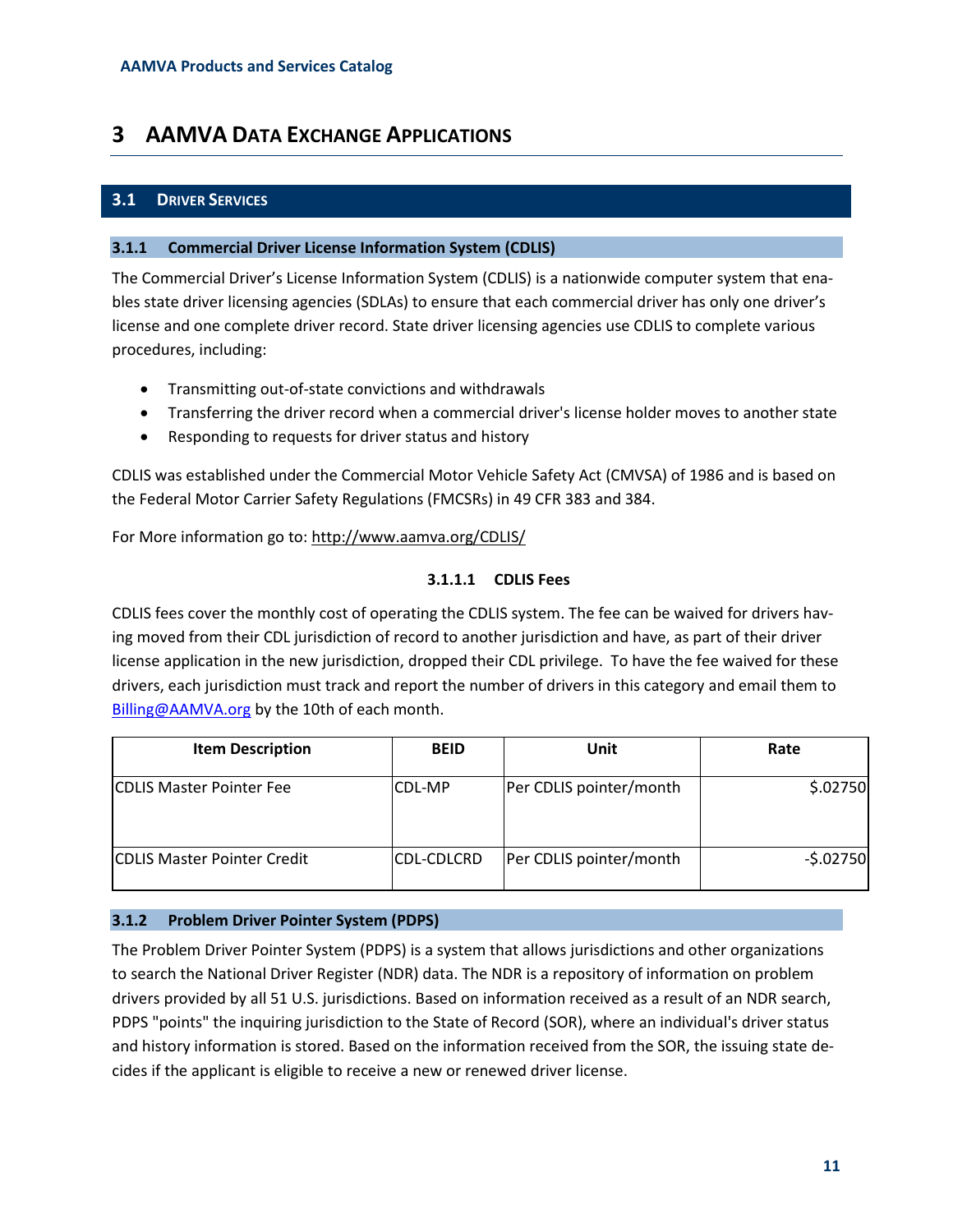# 3 AAMVA Data Exchange Applications

## 3.1 Driver Services

### 3.1.1 Commercial Driver License Information System (CDLIS)

The Commercial Driver's License Information System (CDLIS) is a nationwide computer system that enables state driver licensing agencies (SDLAs) to ensure that each commercial driver has only one driver's license and one complete driver record. State driver licensing agencies use CDLIS to complete various procedures, including:

- Transmitting out-of-state convictions and withdrawals
- Transferring the driver record when a commercial driver's license holder moves to another state
- Responding to requests for driver status and history

CDLIS was established under the Commercial Motor Vehicle Safety Act (CMVSA) of 1986 and is based on the Federal Motor Carrier Safety Regulations (FMCSRs) in 49 CFR 383 and 384.

For More information go to: http://www.aamva.org/CDLIS/

#### 3.1.1.1 CDLIS Fees

CDLIS fees cover the monthly cost of operating the CDLIS system. The fee can be waived for drivers having moved from their CDL jurisdiction of record to another jurisdiction and have, as part of their driver license application in the new jurisdiction, dropped their CDL privilege. To have the fee waived for these drivers, each jurisdiction must track and report the number of drivers in this category and email them to Billing@AAMVA.org by the 10th of each month.

| Item Description | BEID | Unit | Rate |
|---|---|---|---|
| CDLIS Master Pointer Fee | CDL-MP | Per CDLIS pointer/month | $.02750 |
| CDLIS Master Pointer Credit | CDL-CDLCRD | Per CDLIS pointer/month | -$.02750 |

### 3.1.2 Problem Driver Pointer System (PDPS)

The Problem Driver Pointer System (PDPS) is a system that allows jurisdictions and other organizations to search the National Driver Register (NDR) data. The NDR is a repository of information on problem drivers provided by all 51 U.S. jurisdictions. Based on information received as a result of an NDR search, PDPS "points" the inquiring jurisdiction to the State of Record (SOR), where an individual's driver status and history information is stored. Based on the information received from the SOR, the issuing state decides if the applicant is eligible to receive a new or renewed driver license.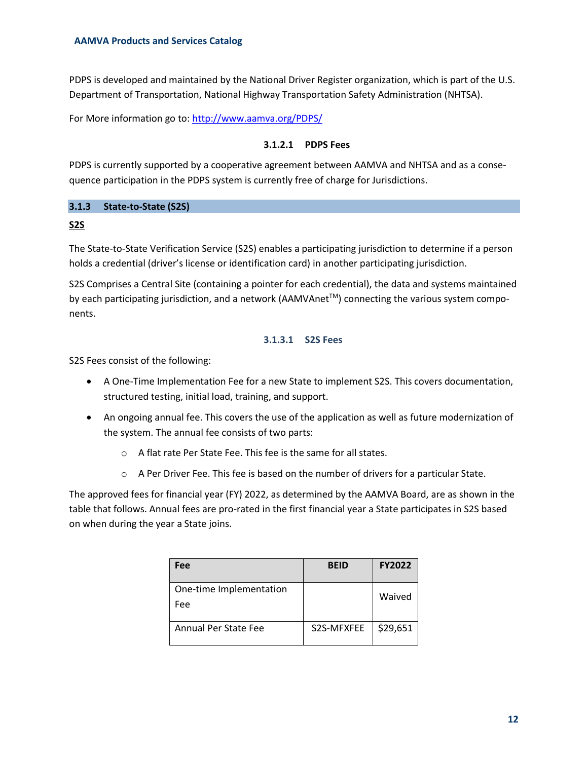PDPS is developed and maintained by the National Driver Register organization, which is part of the U.S. Department of Transportation, National Highway Transportation Safety Administration (NHTSA).

For More information go to: http://www.aamva.org/PDPS/

#### 3.1.2.1 PDPS Fees

PDPS is currently supported by a cooperative agreement between AAMVA and NHTSA and as a consequence participation in the PDPS system is currently free of charge for Jurisdictions.

### 3.1.3 State-to-State (S2S)

**S2S**

The State-to-State Verification Service (S2S) enables a participating jurisdiction to determine if a person holds a credential (driver's license or identification card) in another participating jurisdiction.

S2S Comprises a Central Site (containing a pointer for each credential), the data and systems maintained by each participating jurisdiction, and a network (AAMVAnet™) connecting the various system components.

#### 3.1.3.1 S2S Fees

S2S Fees consist of the following:

- A One-Time Implementation Fee for a new State to implement S2S. This covers documentation, structured testing, initial load, training, and support.
- An ongoing annual fee. This covers the use of the application as well as future modernization of the system. The annual fee consists of two parts:
  - A flat rate Per State Fee. This fee is the same for all states.
  - A Per Driver Fee. This fee is based on the number of drivers for a particular State.

The approved fees for financial year (FY) 2022, as determined by the AAMVA Board, are as shown in the table that follows. Annual fees are pro-rated in the first financial year a State participates in S2S based on when during the year a State joins.

| Fee | BEID | FY2022 |
|---|---|---|
| One-time Implementation Fee | | Waived |
| Annual Per State Fee | S2S-MFXFEE | $29,651 |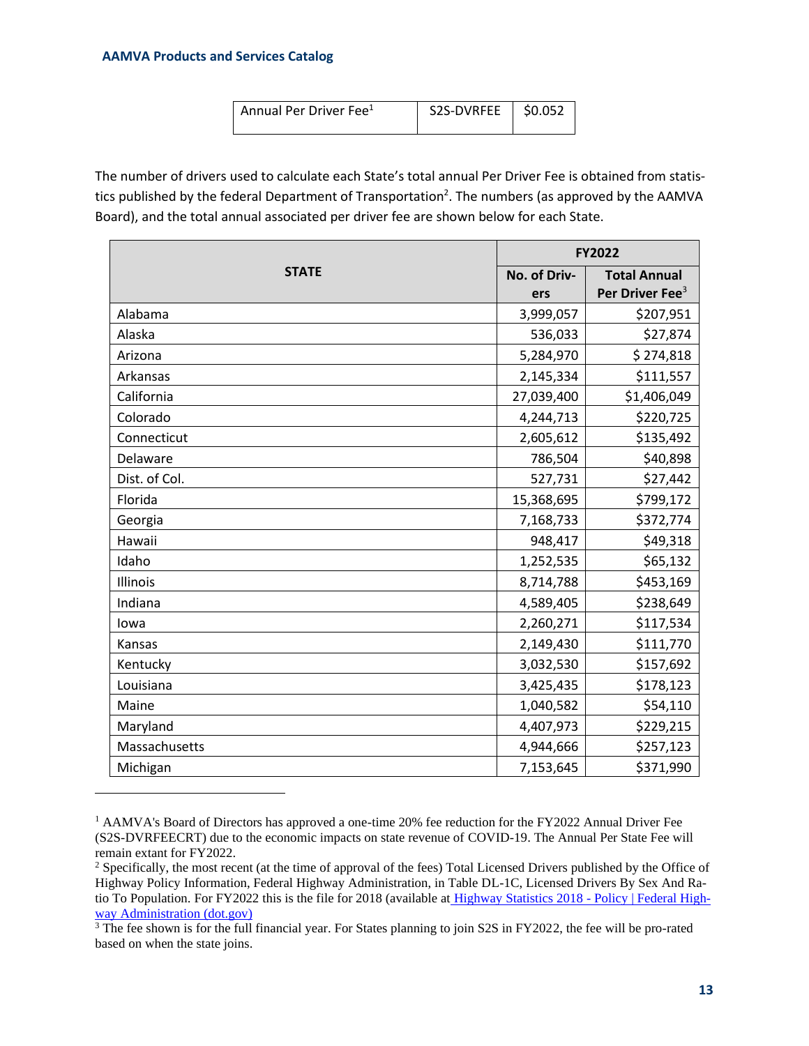| Annual Per Driver Fee[1] | S2S-DVRFEE | $0.052 |
|---|---|---|

The number of drivers used to calculate each State's total annual Per Driver Fee is obtained from statistics published by the federal Department of Transportation[2]. The numbers (as approved by the AAMVA Board), and the total annual associated per driver fee are shown below for each State.

| STATE | FY2022 | |
|---|---|---|
| | No. of Drivers | Total Annual Per Driver Fee[3] |
| Alabama | 3,999,057 | $207,951 |
| Alaska | 536,033 | $27,874 |
| Arizona | 5,284,970 | $ 274,818 |
| Arkansas | 2,145,334 | $111,557 |
| California | 27,039,400 | $1,406,049 |
| Colorado | 4,244,713 | $220,725 |
| Connecticut | 2,605,612 | $135,492 |
| Delaware | 786,504 | $40,898 |
| Dist. of Col. | 527,731 | $27,442 |
| Florida | 15,368,695 | $799,172 |
| Georgia | 7,168,733 | $372,774 |
| Hawaii | 948,417 | $49,318 |
| Idaho | 1,252,535 | $65,132 |
| Illinois | 8,714,788 | $453,169 |
| Indiana | 4,589,405 | $238,649 |
| Iowa | 2,260,271 | $117,534 |
| Kansas | 2,149,430 | $111,770 |
| Kentucky | 3,032,530 | $157,692 |
| Louisiana | 3,425,435 | $178,123 |
| Maine | 1,040,582 | $54,110 |
| Maryland | 4,407,973 | $229,215 |
| Massachusetts | 4,944,666 | $257,123 |
| Michigan | 7,153,645 | $371,990 |

[1] AAMVA's Board of Directors has approved a one-time 20% fee reduction for the FY2022 Annual Driver Fee (S2S-DVRFEECRT) due to the economic impacts on state revenue of COVID-19. The Annual Per State Fee will remain extant for FY2022.

[2] Specifically, the most recent (at the time of approval of the fees) Total Licensed Drivers published by the Office of Highway Policy Information, Federal Highway Administration, in Table DL-1C, Licensed Drivers By Sex And Ratio To Population. For FY2022 this is the file for 2018 (available at [Highway Statistics 2018 - Policy | Federal Highway Administration (dot.gov)](https://www.fhwa.dot.gov))

[3] The fee shown is for the full financial year. For States planning to join S2S in FY2022, the fee will be pro-rated based on when the state joins.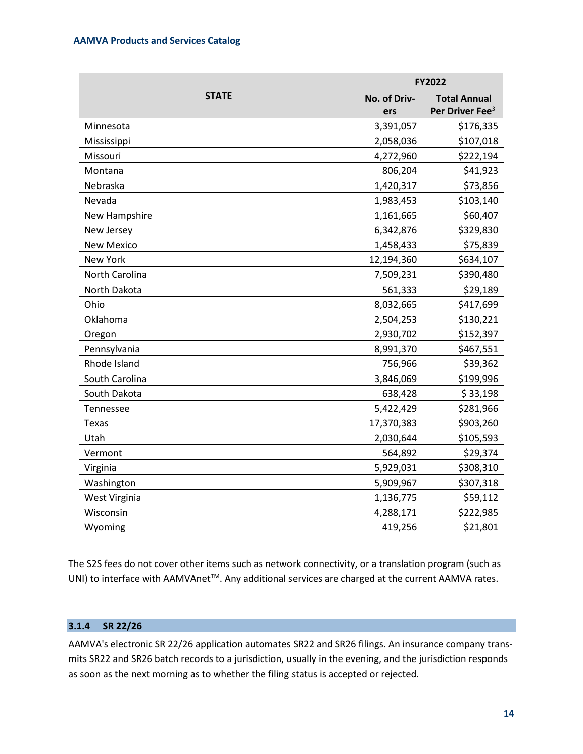| STATE | FY2022 | |
|---|---|---|
| | No. of Drivers | Total Annual Per Driver Fee[3] |
| Minnesota | 3,391,057 | $176,335 |
| Mississippi | 2,058,036 | $107,018 |
| Missouri | 4,272,960 | $222,194 |
| Montana | 806,204 | $41,923 |
| Nebraska | 1,420,317 | $73,856 |
| Nevada | 1,983,453 | $103,140 |
| New Hampshire | 1,161,665 | $60,407 |
| New Jersey | 6,342,876 | $329,830 |
| New Mexico | 1,458,433 | $75,839 |
| New York | 12,194,360 | $634,107 |
| North Carolina | 7,509,231 | $390,480 |
| North Dakota | 561,333 | $29,189 |
| Ohio | 8,032,665 | $417,699 |
| Oklahoma | 2,504,253 | $130,221 |
| Oregon | 2,930,702 | $152,397 |
| Pennsylvania | 8,991,370 | $467,551 |
| Rhode Island | 756,966 | $39,362 |
| South Carolina | 3,846,069 | $199,996 |
| South Dakota | 638,428 | $ 33,198 |
| Tennessee | 5,422,429 | $281,966 |
| Texas | 17,370,383 | $903,260 |
| Utah | 2,030,644 | $105,593 |
| Vermont | 564,892 | $29,374 |
| Virginia | 5,929,031 | $308,310 |
| Washington | 5,909,967 | $307,318 |
| West Virginia | 1,136,775 | $59,112 |
| Wisconsin | 4,288,171 | $222,985 |
| Wyoming | 419,256 | $21,801 |

The S2S fees do not cover other items such as network connectivity, or a translation program (such as UNI) to interface with AAMVAnet™. Any additional services are charged at the current AAMVA rates.

### 3.1.4 SR 22/26

AAMVA's electronic SR 22/26 application automates SR22 and SR26 filings. An insurance company transmits SR22 and SR26 batch records to a jurisdiction, usually in the evening, and the jurisdiction responds as soon as the next morning as to whether the filing status is accepted or rejected.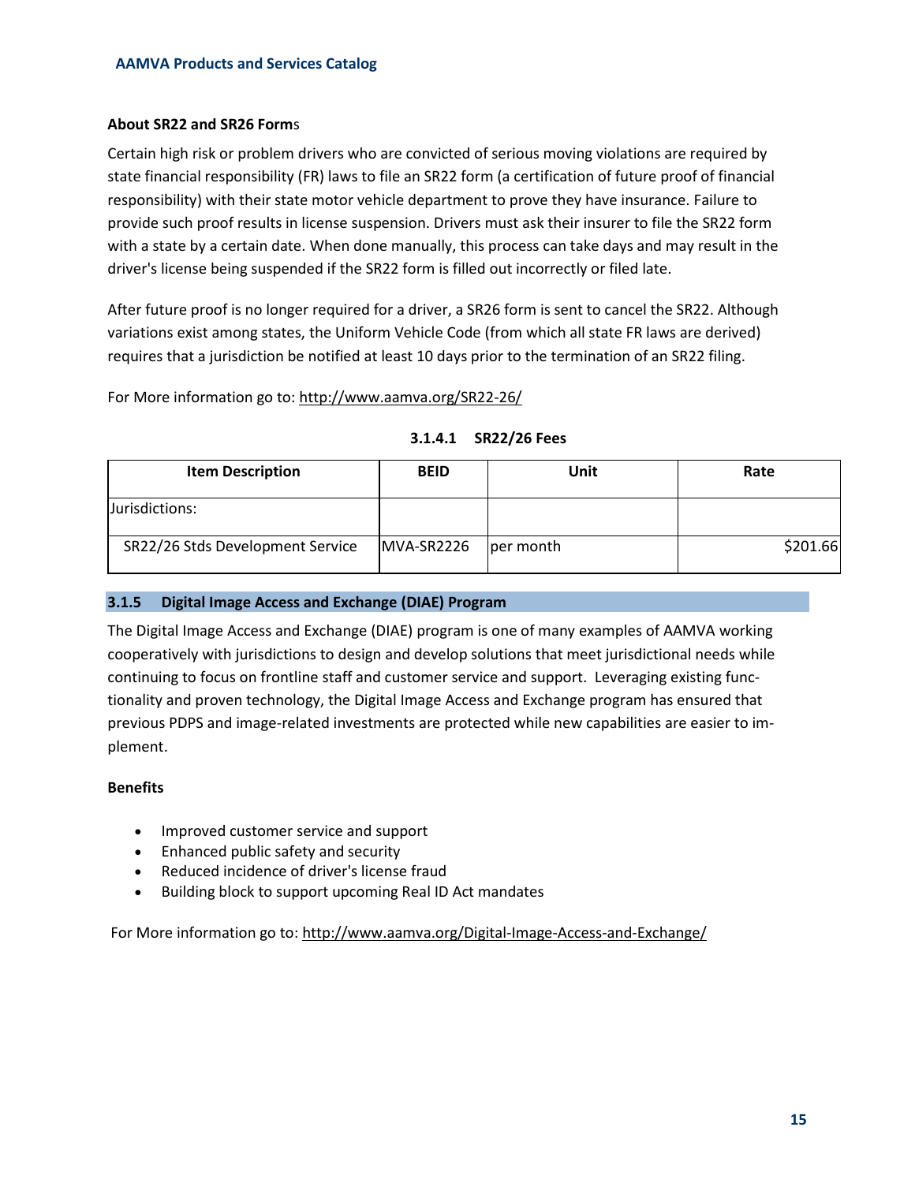**About SR22 and SR26 Forms**

Certain high risk or problem drivers who are convicted of serious moving violations are required by state financial responsibility (FR) laws to file an SR22 form (a certification of future proof of financial responsibility) with their state motor vehicle department to prove they have insurance. Failure to provide such proof results in license suspension. Drivers must ask their insurer to file the SR22 form with a state by a certain date. When done manually, this process can take days and may result in the driver's license being suspended if the SR22 form is filled out incorrectly or filed late.

After future proof is no longer required for a driver, a SR26 form is sent to cancel the SR22. Although variations exist among states, the Uniform Vehicle Code (from which all state FR laws are derived) requires that a jurisdiction be notified at least 10 days prior to the termination of an SR22 filing.

For More information go to: http://www.aamva.org/SR22-26/

#### 3.1.4.1 SR22/26 Fees

| Item Description | BEID | Unit | Rate |
| --- | --- | --- | --- |
| Jurisdictions: | | | |
| SR22/26 Stds Development Service | MVA-SR2226 | per month | $201.66 |

### 3.1.5 Digital Image Access and Exchange (DIAE) Program

The Digital Image Access and Exchange (DIAE) program is one of many examples of AAMVA working cooperatively with jurisdictions to design and develop solutions that meet jurisdictional needs while continuing to focus on frontline staff and customer service and support. Leveraging existing functionality and proven technology, the Digital Image Access and Exchange program has ensured that previous PDPS and image-related investments are protected while new capabilities are easier to implement.

**Benefits**

- Improved customer service and support
- Enhanced public safety and security
- Reduced incidence of driver's license fraud
- Building block to support upcoming Real ID Act mandates

For More information go to: http://www.aamva.org/Digital-Image-Access-and-Exchange/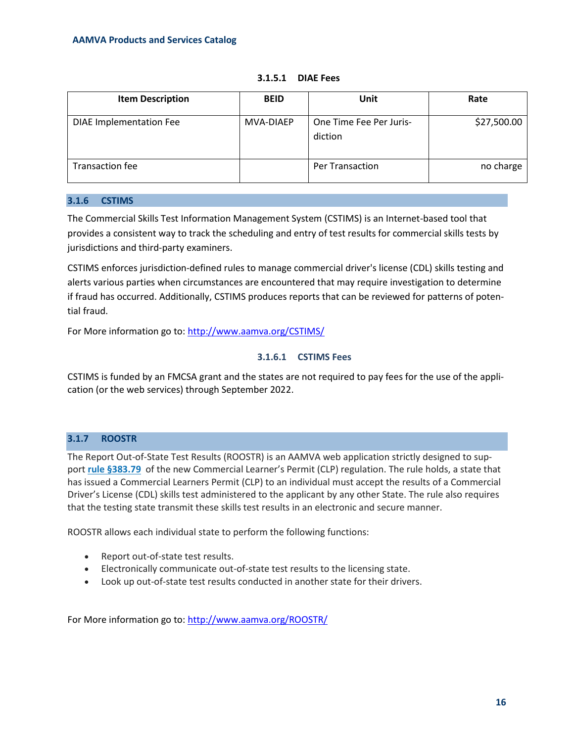#### 3.1.5.1 DIAE Fees

| Item Description | BEID | Unit | Rate |
| --- | --- | --- | --- |
| DIAE Implementation Fee | MVA-DIAEP | One Time Fee Per Jurisdiction | $27,500.00 |
| Transaction fee | | Per Transaction | no charge |

### 3.1.6 CSTIMS

The Commercial Skills Test Information Management System (CSTIMS) is an Internet-based tool that provides a consistent way to track the scheduling and entry of test results for commercial skills tests by jurisdictions and third-party examiners.

CSTIMS enforces jurisdiction-defined rules to manage commercial driver's license (CDL) skills testing and alerts various parties when circumstances are encountered that may require investigation to determine if fraud has occurred. Additionally, CSTIMS produces reports that can be reviewed for patterns of potential fraud.

For More information go to: http://www.aamva.org/CSTIMS/

#### 3.1.6.1 CSTIMS Fees

CSTIMS is funded by an FMCSA grant and the states are not required to pay fees for the use of the application (or the web services) through September 2022.

### 3.1.7 ROOSTR

The Report Out-of-State Test Results (ROOSTR) is an AAMVA web application strictly designed to support **rule §383.79** of the new Commercial Learner's Permit (CLP) regulation. The rule holds, a state that has issued a Commercial Learners Permit (CLP) to an individual must accept the results of a Commercial Driver's License (CDL) skills test administered to the applicant by any other State. The rule also requires that the testing state transmit these skills test results in an electronic and secure manner.

ROOSTR allows each individual state to perform the following functions:

- Report out-of-state test results.
- Electronically communicate out-of-state test results to the licensing state.
- Look up out-of-state test results conducted in another state for their drivers.

For More information go to: http://www.aamva.org/ROOSTR/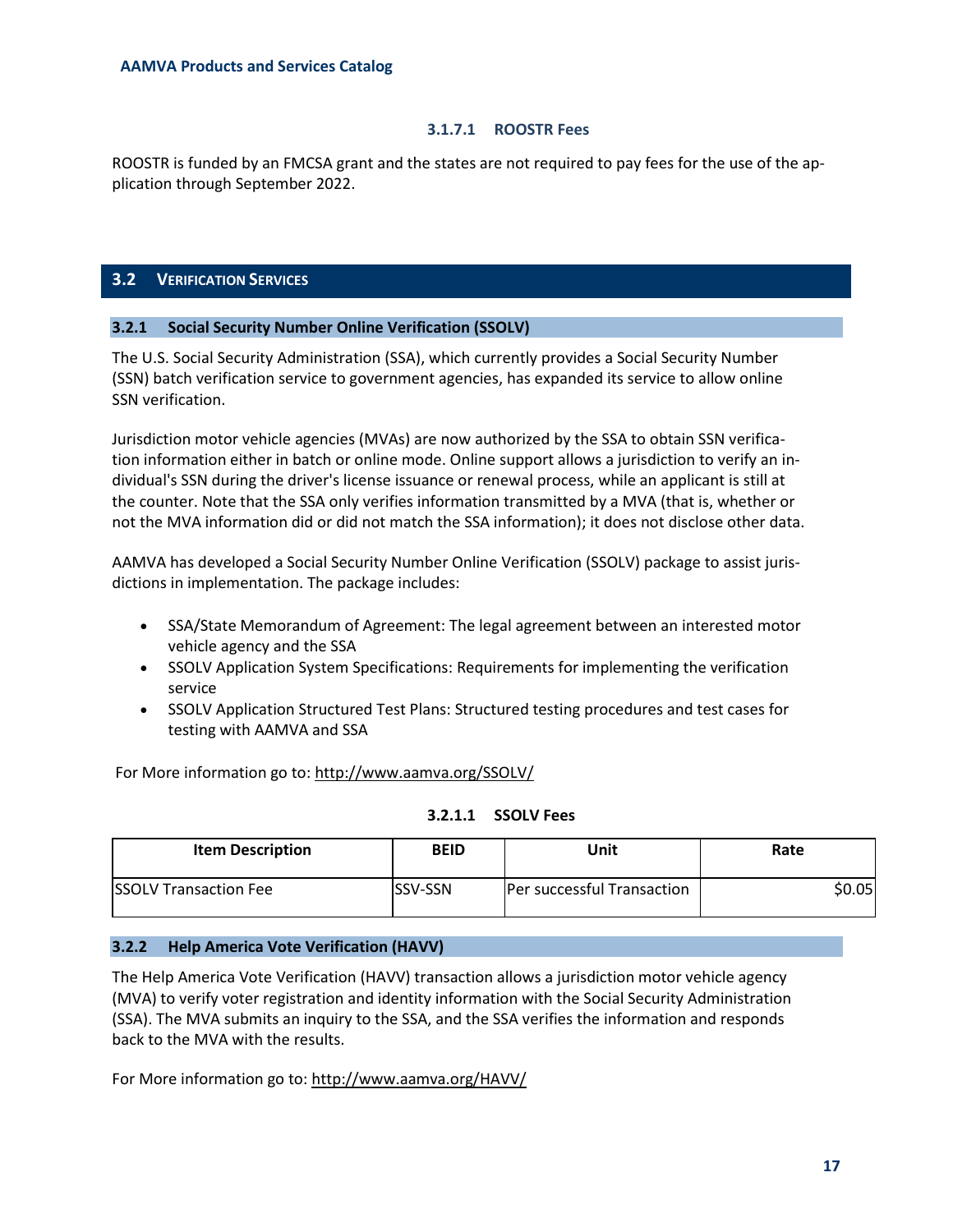#### 3.1.7.1 ROOSTR Fees

ROOSTR is funded by an FMCSA grant and the states are not required to pay fees for the use of the application through September 2022.

## 3.2 VERIFICATION SERVICES

### 3.2.1 Social Security Number Online Verification (SSOLV)

The U.S. Social Security Administration (SSA), which currently provides a Social Security Number (SSN) batch verification service to government agencies, has expanded its service to allow online SSN verification.

Jurisdiction motor vehicle agencies (MVAs) are now authorized by the SSA to obtain SSN verification information either in batch or online mode. Online support allows a jurisdiction to verify an individual's SSN during the driver's license issuance or renewal process, while an applicant is still at the counter. Note that the SSA only verifies information transmitted by a MVA (that is, whether or not the MVA information did or did not match the SSA information); it does not disclose other data.

AAMVA has developed a Social Security Number Online Verification (SSOLV) package to assist jurisdictions in implementation. The package includes:

- SSA/State Memorandum of Agreement: The legal agreement between an interested motor vehicle agency and the SSA
- SSOLV Application System Specifications: Requirements for implementing the verification service
- SSOLV Application Structured Test Plans: Structured testing procedures and test cases for testing with AAMVA and SSA

For More information go to: http://www.aamva.org/SSOLV/

#### 3.2.1.1 SSOLV Fees

| Item Description | BEID | Unit | Rate |
|---|---|---|---|
| SSOLV Transaction Fee | SSV-SSN | Per successful Transaction | $0.05 |

### 3.2.2 Help America Vote Verification (HAVV)

The Help America Vote Verification (HAVV) transaction allows a jurisdiction motor vehicle agency (MVA) to verify voter registration and identity information with the Social Security Administration (SSA). The MVA submits an inquiry to the SSA, and the SSA verifies the information and responds back to the MVA with the results.

For More information go to: http://www.aamva.org/HAVV/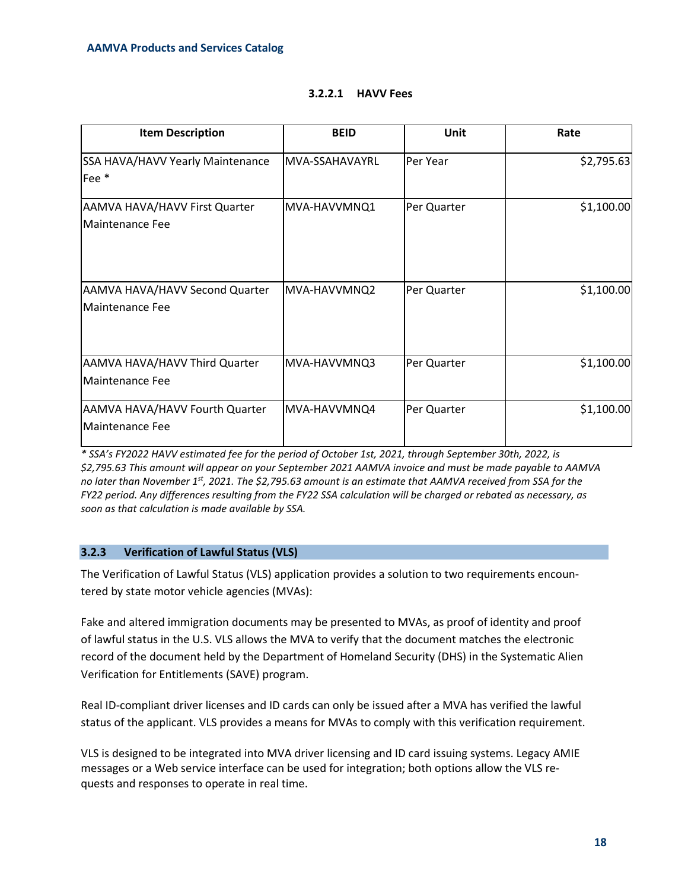#### 3.2.2.1 HAVV Fees

| Item Description | BEID | Unit | Rate |
|---|---|---|---|
| SSA HAVA/HAVV Yearly Maintenance Fee * | MVA-SSAHAVAYRL | Per Year | $2,795.63 |
| AAMVA HAVA/HAVV First Quarter Maintenance Fee | MVA-HAVVMNQ1 | Per Quarter | $1,100.00 |
| AAMVA HAVA/HAVV Second Quarter Maintenance Fee | MVA-HAVVMNQ2 | Per Quarter | $1,100.00 |
| AAMVA HAVA/HAVV Third Quarter Maintenance Fee | MVA-HAVVMNQ3 | Per Quarter | $1,100.00 |
| AAMVA HAVA/HAVV Fourth Quarter Maintenance Fee | MVA-HAVVMNQ4 | Per Quarter | $1,100.00 |

*\* SSA's FY2022 HAVV estimated fee for the period of October 1st, 2021, through September 30th, 2022, is $2,795.63 This amount will appear on your September 2021 AAMVA invoice and must be made payable to AAMVA no later than November 1st, 2021. The $2,795.63 amount is an estimate that AAMVA received from SSA for the FY22 period. Any differences resulting from the FY22 SSA calculation will be charged or rebated as necessary, as soon as that calculation is made available by SSA.*

### 3.2.3 Verification of Lawful Status (VLS)

The Verification of Lawful Status (VLS) application provides a solution to two requirements encountered by state motor vehicle agencies (MVAs):

Fake and altered immigration documents may be presented to MVAs, as proof of identity and proof of lawful status in the U.S. VLS allows the MVA to verify that the document matches the electronic record of the document held by the Department of Homeland Security (DHS) in the Systematic Alien Verification for Entitlements (SAVE) program.

Real ID-compliant driver licenses and ID cards can only be issued after a MVA has verified the lawful status of the applicant. VLS provides a means for MVAs to comply with this verification requirement.

VLS is designed to be integrated into MVA driver licensing and ID card issuing systems. Legacy AMIE messages or a Web service interface can be used for integration; both options allow the VLS requests and responses to operate in real time.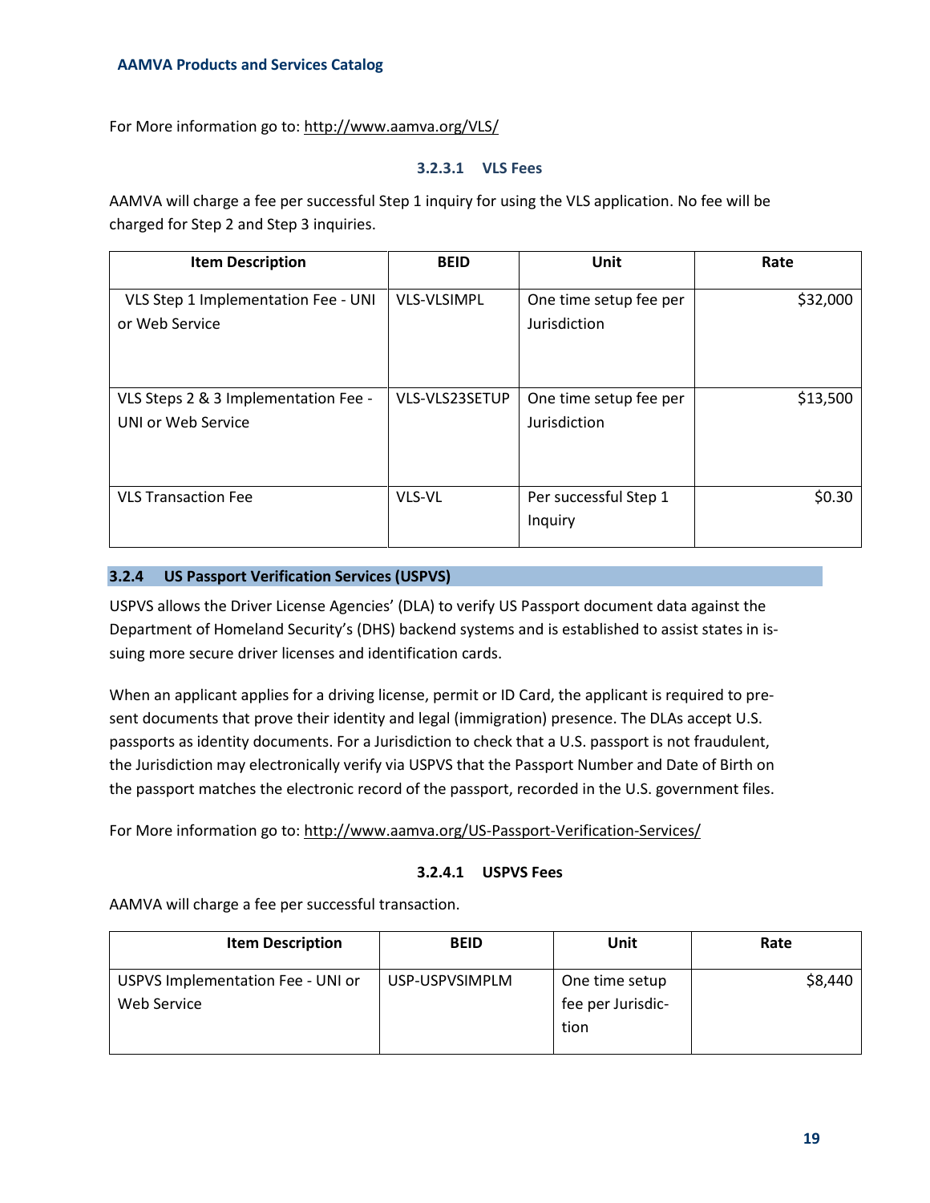For More information go to: http://www.aamva.org/VLS/

#### 3.2.3.1 VLS Fees

AAMVA will charge a fee per successful Step 1 inquiry for using the VLS application. No fee will be charged for Step 2 and Step 3 inquiries.

| Item Description | BEID | Unit | Rate |
|---|---|---|---|
| VLS Step 1 Implementation Fee - UNI or Web Service | VLS-VLSIMPL | One time setup fee per Jurisdiction | $32,000 |
| VLS Steps 2 & 3 Implementation Fee - UNI or Web Service | VLS-VLS23SETUP | One time setup fee per Jurisdiction | $13,500 |
| VLS Transaction Fee | VLS-VL | Per successful Step 1 Inquiry | $0.30 |

### 3.2.4 US Passport Verification Services (USPVS)

USPVS allows the Driver License Agencies' (DLA) to verify US Passport document data against the Department of Homeland Security's (DHS) backend systems and is established to assist states in issuing more secure driver licenses and identification cards.

When an applicant applies for a driving license, permit or ID Card, the applicant is required to present documents that prove their identity and legal (immigration) presence. The DLAs accept U.S. passports as identity documents. For a Jurisdiction to check that a U.S. passport is not fraudulent, the Jurisdiction may electronically verify via USPVS that the Passport Number and Date of Birth on the passport matches the electronic record of the passport, recorded in the U.S. government files.

For More information go to: http://www.aamva.org/US-Passport-Verification-Services/

#### 3.2.4.1 USPVS Fees

AAMVA will charge a fee per successful transaction.

| Item Description | BEID | Unit | Rate |
|---|---|---|---|
| USPVS Implementation Fee - UNI or Web Service | USP-USPVSIMPLM | One time setup fee per Jurisdiction | $8,440 |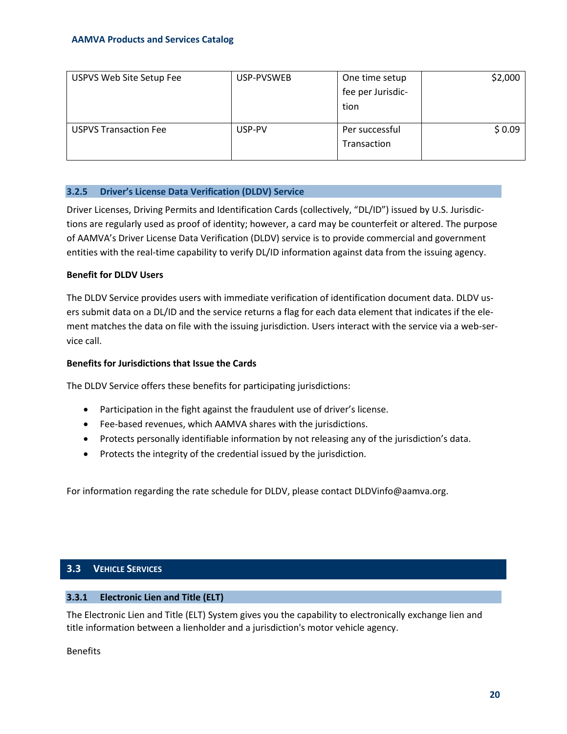| USPVS Web Site Setup Fee | USP-PVSWEB | One time setup fee per Jurisdiction | $2,000 |
|---|---|---|---|
| USPVS Transaction Fee | USP-PV | Per successful Transaction | $ 0.09 |

### 3.2.5 Driver's License Data Verification (DLDV) Service

Driver Licenses, Driving Permits and Identification Cards (collectively, "DL/ID") issued by U.S. Jurisdictions are regularly used as proof of identity; however, a card may be counterfeit or altered. The purpose of AAMVA's Driver License Data Verification (DLDV) service is to provide commercial and government entities with the real-time capability to verify DL/ID information against data from the issuing agency.

**Benefit for DLDV Users**

The DLDV Service provides users with immediate verification of identification document data. DLDV users submit data on a DL/ID and the service returns a flag for each data element that indicates if the element matches the data on file with the issuing jurisdiction. Users interact with the service via a web-service call.

**Benefits for Jurisdictions that Issue the Cards**

The DLDV Service offers these benefits for participating jurisdictions:

- Participation in the fight against the fraudulent use of driver's license.
- Fee-based revenues, which AAMVA shares with the jurisdictions.
- Protects personally identifiable information by not releasing any of the jurisdiction's data.
- Protects the integrity of the credential issued by the jurisdiction.

For information regarding the rate schedule for DLDV, please contact DLDVinfo@aamva.org.

## 3.3 Vehicle Services

### 3.3.1 Electronic Lien and Title (ELT)

The Electronic Lien and Title (ELT) System gives you the capability to electronically exchange lien and title information between a lienholder and a jurisdiction's motor vehicle agency.

Benefits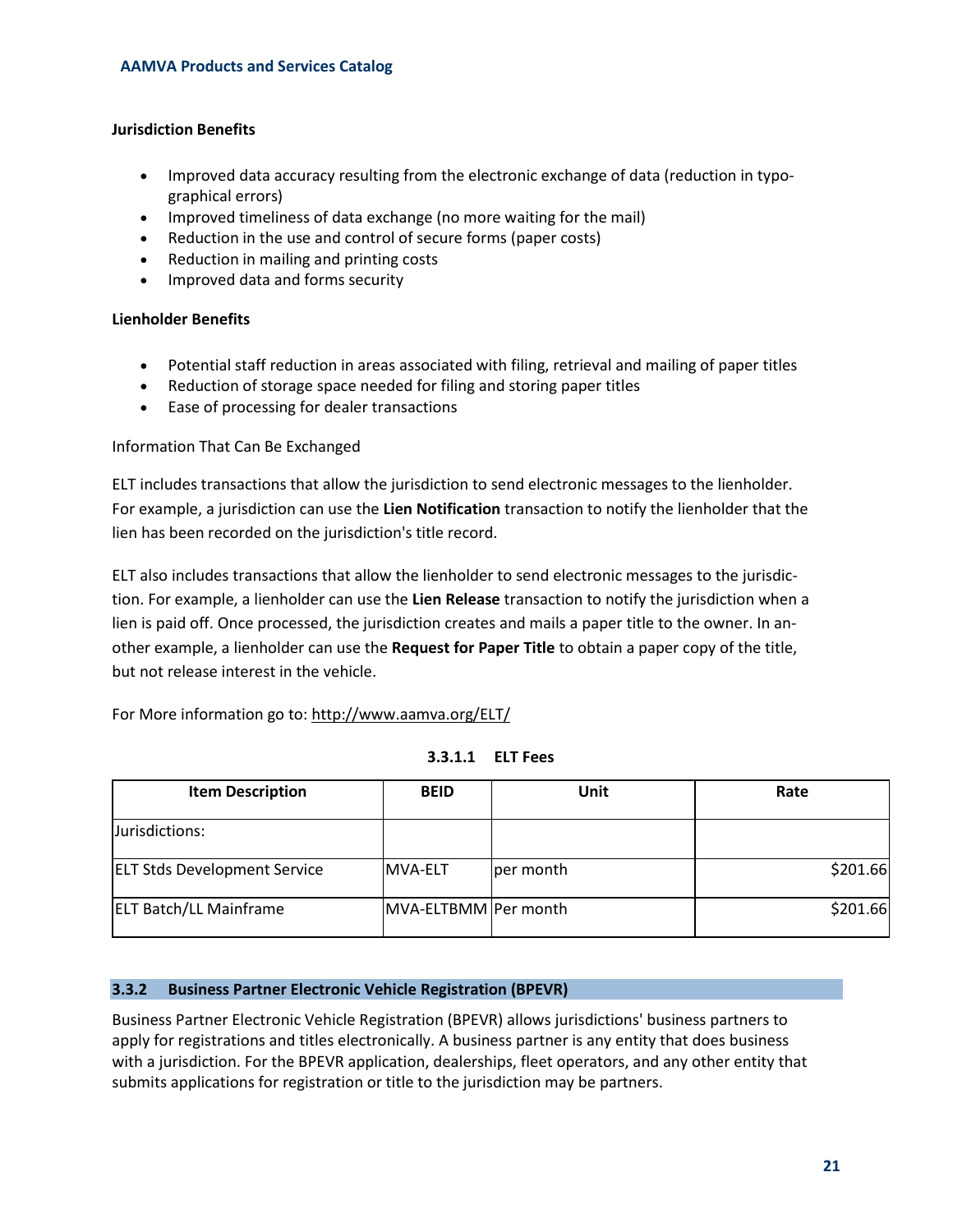**Jurisdiction Benefits**

- Improved data accuracy resulting from the electronic exchange of data (reduction in typographical errors)
- Improved timeliness of data exchange (no more waiting for the mail)
- Reduction in the use and control of secure forms (paper costs)
- Reduction in mailing and printing costs
- Improved data and forms security

**Lienholder Benefits**

- Potential staff reduction in areas associated with filing, retrieval and mailing of paper titles
- Reduction of storage space needed for filing and storing paper titles
- Ease of processing for dealer transactions

Information That Can Be Exchanged

ELT includes transactions that allow the jurisdiction to send electronic messages to the lienholder. For example, a jurisdiction can use the **Lien Notification** transaction to notify the lienholder that the lien has been recorded on the jurisdiction's title record.

ELT also includes transactions that allow the lienholder to send electronic messages to the jurisdiction. For example, a lienholder can use the **Lien Release** transaction to notify the jurisdiction when a lien is paid off. Once processed, the jurisdiction creates and mails a paper title to the owner. In another example, a lienholder can use the **Request for Paper Title** to obtain a paper copy of the title, but not release interest in the vehicle.

For More information go to: http://www.aamva.org/ELT/

#### 3.3.1.1 ELT Fees

| Item Description | BEID | Unit | Rate |
|---|---|---|---|
| Jurisdictions: | | | |
| ELT Stds Development Service | MVA-ELT | per month | $201.66 |
| ELT Batch/LL Mainframe | MVA-ELTBMM | Per month | $201.66 |

### 3.3.2 Business Partner Electronic Vehicle Registration (BPEVR)

Business Partner Electronic Vehicle Registration (BPEVR) allows jurisdictions' business partners to apply for registrations and titles electronically. A business partner is any entity that does business with a jurisdiction. For the BPEVR application, dealerships, fleet operators, and any other entity that submits applications for registration or title to the jurisdiction may be partners.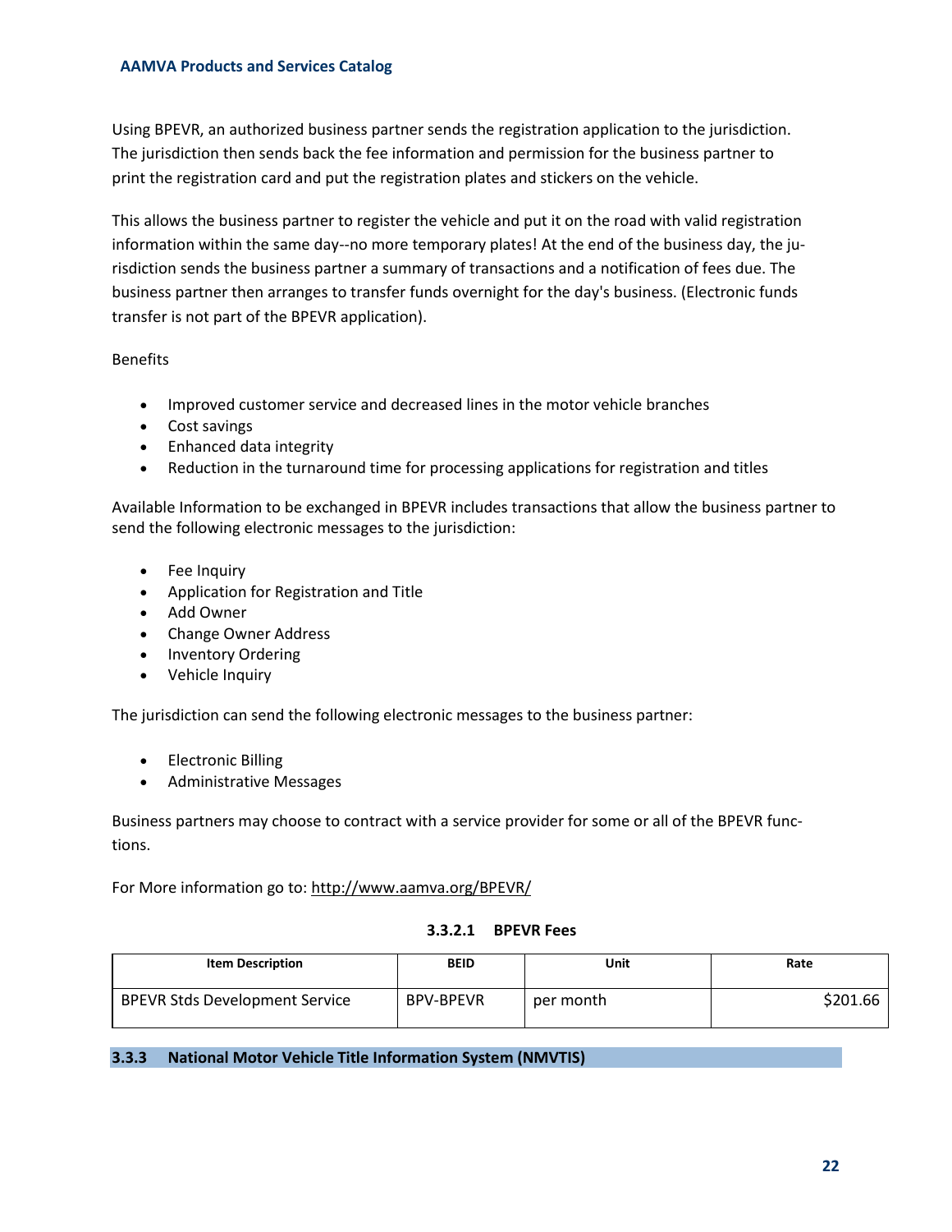Using BPEVR, an authorized business partner sends the registration application to the jurisdiction. The jurisdiction then sends back the fee information and permission for the business partner to print the registration card and put the registration plates and stickers on the vehicle.

This allows the business partner to register the vehicle and put it on the road with valid registration information within the same day--no more temporary plates! At the end of the business day, the jurisdiction sends the business partner a summary of transactions and a notification of fees due. The business partner then arranges to transfer funds overnight for the day's business. (Electronic funds transfer is not part of the BPEVR application).

Benefits

- Improved customer service and decreased lines in the motor vehicle branches
- Cost savings
- Enhanced data integrity
- Reduction in the turnaround time for processing applications for registration and titles

Available Information to be exchanged in BPEVR includes transactions that allow the business partner to send the following electronic messages to the jurisdiction:

- Fee Inquiry
- Application for Registration and Title
- Add Owner
- Change Owner Address
- Inventory Ordering
- Vehicle Inquiry

The jurisdiction can send the following electronic messages to the business partner:

- Electronic Billing
- Administrative Messages

Business partners may choose to contract with a service provider for some or all of the BPEVR functions.

For More information go to: http://www.aamva.org/BPEVR/

#### 3.3.2.1 BPEVR Fees

| Item Description | BEID | Unit | Rate |
|---|---|---|---|
| BPEVR Stds Development Service | BPV-BPEVR | per month | $201.66 |

### 3.3.3 National Motor Vehicle Title Information System (NMVTIS)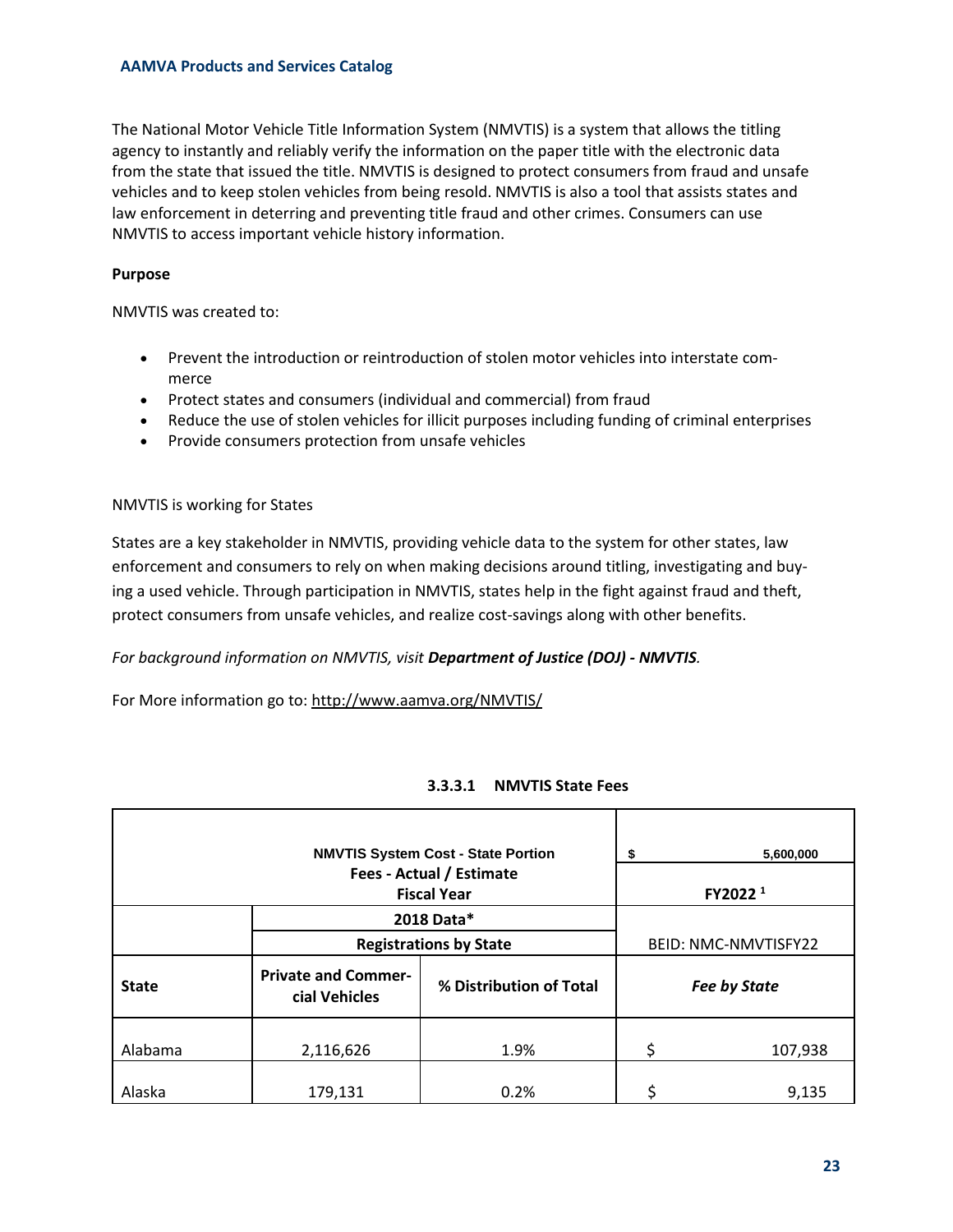The National Motor Vehicle Title Information System (NMVTIS) is a system that allows the titling agency to instantly and reliably verify the information on the paper title with the electronic data from the state that issued the title. NMVTIS is designed to protect consumers from fraud and unsafe vehicles and to keep stolen vehicles from being resold. NMVTIS is also a tool that assists states and law enforcement in deterring and preventing title fraud and other crimes. Consumers can use NMVTIS to access important vehicle history information.

**Purpose**

NMVTIS was created to:

- Prevent the introduction or reintroduction of stolen motor vehicles into interstate commerce
- Protect states and consumers (individual and commercial) from fraud
- Reduce the use of stolen vehicles for illicit purposes including funding of criminal enterprises
- Provide consumers protection from unsafe vehicles

NMVTIS is working for States

States are a key stakeholder in NMVTIS, providing vehicle data to the system for other states, law enforcement and consumers to rely on when making decisions around titling, investigating and buying a used vehicle. Through participation in NMVTIS, states help in the fight against fraud and theft, protect consumers from unsafe vehicles, and realize cost-savings along with other benefits.

*For background information on NMVTIS, visit **Department of Justice (DOJ) - NMVTIS**.*

For More information go to: http://www.aamva.org/NMVTIS/

### 3.3.3.1 NMVTIS State Fees

| NMVTIS System Cost - State Portion | | | $ 5,600,000 |
|---|---|---|---|
| Fees - Actual / Estimate Fiscal Year | | | FY2022 [1] |
| | 2018 Data* Registrations by State | | BEID: NMC-NMVTISFY22 |
| **State** | **Private and Commercial Vehicles** | **% Distribution of Total** | ***Fee by State*** |
| Alabama | 2,116,626 | 1.9% | $ 107,938 |
| Alaska | 179,131 | 0.2% | $ 9,135 |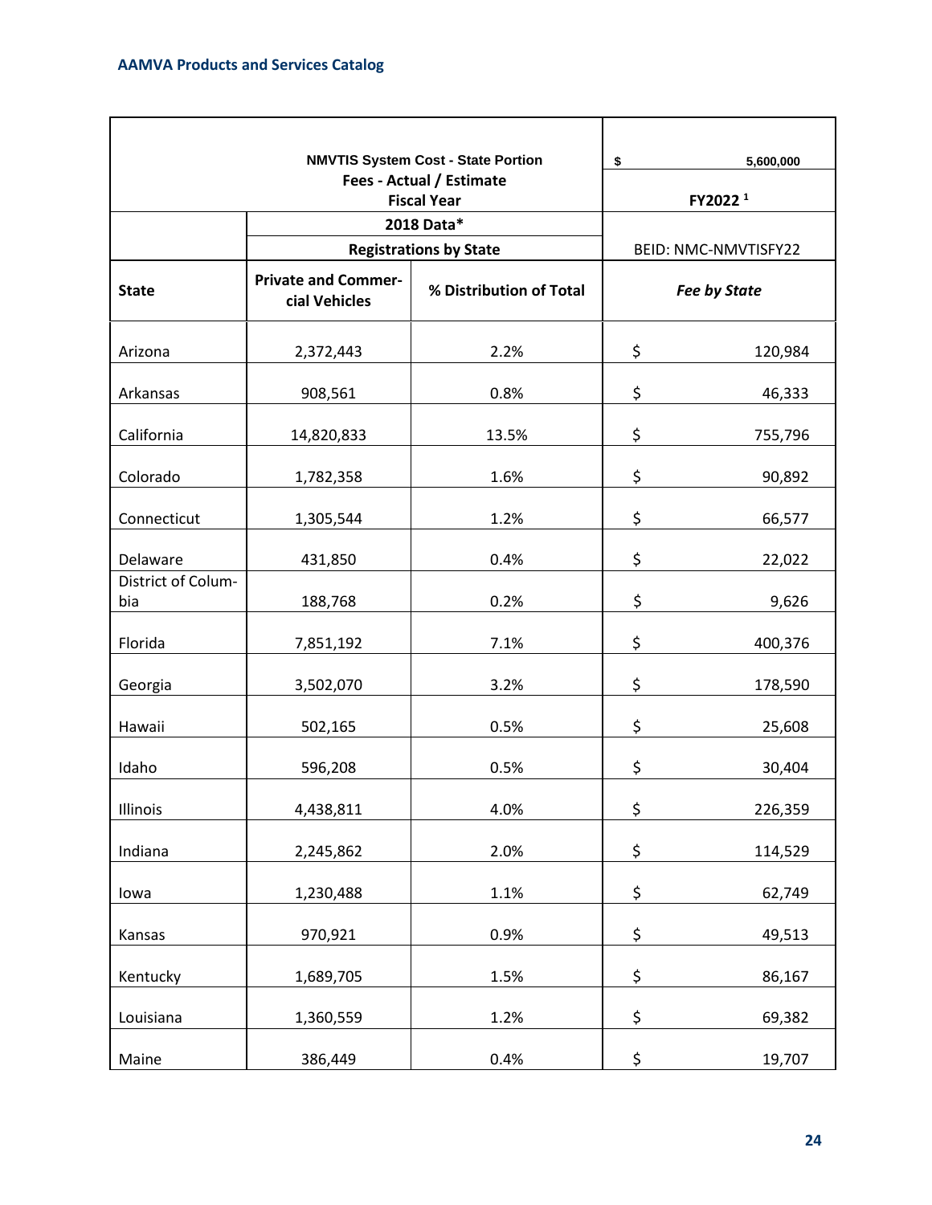| | NMVTIS System Cost - State Portion<br>Fees - Actual / Estimate<br>Fiscal Year | | $ 5,600,000<br>FY2022 [1] |
|---|---|---|---|
| | 2018 Data* | | |
| | Registrations by State | | BEID: NMC-NMVTISFY22 |
| **State** | **Private and Commercial Vehicles** | **% Distribution of Total** | ***Fee by State*** |
| Arizona | 2,372,443 | 2.2% | $ 120,984 |
| Arkansas | 908,561 | 0.8% | $ 46,333 |
| California | 14,820,833 | 13.5% | $ 755,796 |
| Colorado | 1,782,358 | 1.6% | $ 90,892 |
| Connecticut | 1,305,544 | 1.2% | $ 66,577 |
| Delaware | 431,850 | 0.4% | $ 22,022 |
| District of Columbia | 188,768 | 0.2% | $ 9,626 |
| Florida | 7,851,192 | 7.1% | $ 400,376 |
| Georgia | 3,502,070 | 3.2% | $ 178,590 |
| Hawaii | 502,165 | 0.5% | $ 25,608 |
| Idaho | 596,208 | 0.5% | $ 30,404 |
| Illinois | 4,438,811 | 4.0% | $ 226,359 |
| Indiana | 2,245,862 | 2.0% | $ 114,529 |
| Iowa | 1,230,488 | 1.1% | $ 62,749 |
| Kansas | 970,921 | 0.9% | $ 49,513 |
| Kentucky | 1,689,705 | 1.5% | $ 86,167 |
| Louisiana | 1,360,559 | 1.2% | $ 69,382 |
| Maine | 386,449 | 0.4% | $ 19,707 |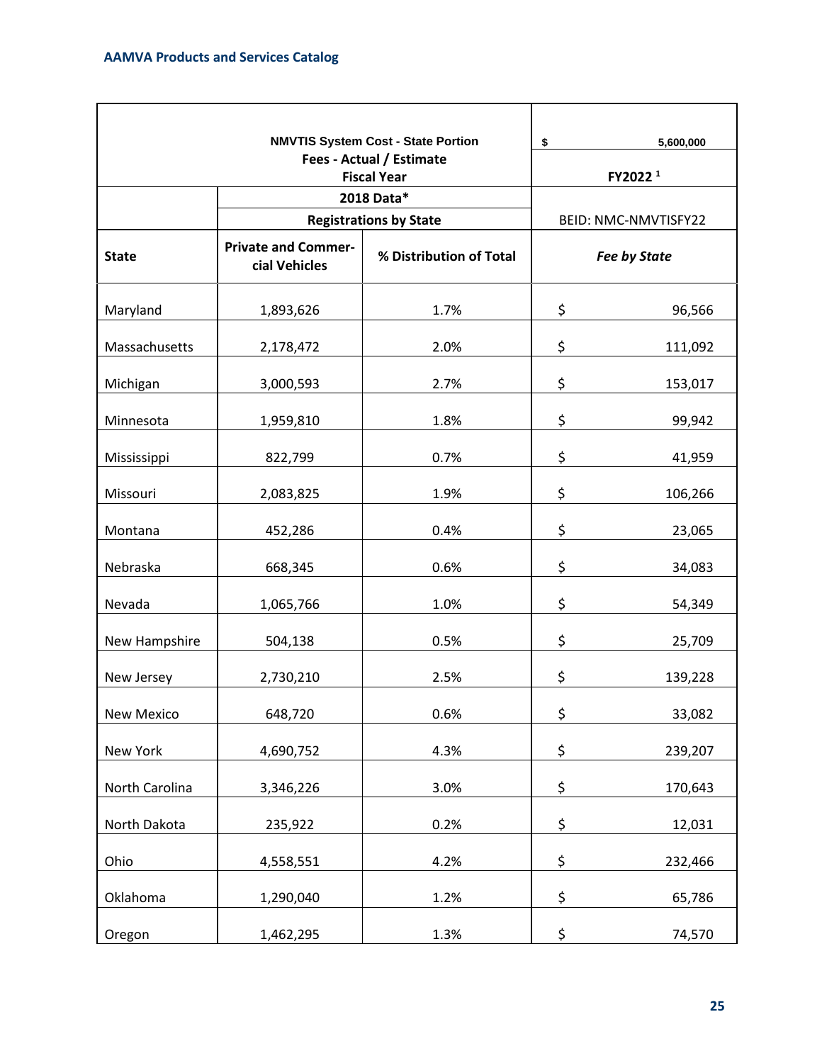| | NMVTIS System Cost - State Portion<br>Fees - Actual / Estimate<br>Fiscal Year | | $ 5,600,000<br>FY2022 [1] |
|---|---|---|---|
| | 2018 Data* | | |
| | Registrations by State | | BEID: NMC-NMVTISFY22 |
| **State** | **Private and Commercial Vehicles** | **% Distribution of Total** | ***Fee by State*** |
| Maryland | 1,893,626 | 1.7% | $ 96,566 |
| Massachusetts | 2,178,472 | 2.0% | $ 111,092 |
| Michigan | 3,000,593 | 2.7% | $ 153,017 |
| Minnesota | 1,959,810 | 1.8% | $ 99,942 |
| Mississippi | 822,799 | 0.7% | $ 41,959 |
| Missouri | 2,083,825 | 1.9% | $ 106,266 |
| Montana | 452,286 | 0.4% | $ 23,065 |
| Nebraska | 668,345 | 0.6% | $ 34,083 |
| Nevada | 1,065,766 | 1.0% | $ 54,349 |
| New Hampshire | 504,138 | 0.5% | $ 25,709 |
| New Jersey | 2,730,210 | 2.5% | $ 139,228 |
| New Mexico | 648,720 | 0.6% | $ 33,082 |
| New York | 4,690,752 | 4.3% | $ 239,207 |
| North Carolina | 3,346,226 | 3.0% | $ 170,643 |
| North Dakota | 235,922 | 0.2% | $ 12,031 |
| Ohio | 4,558,551 | 4.2% | $ 232,466 |
| Oklahoma | 1,290,040 | 1.2% | $ 65,786 |
| Oregon | 1,462,295 | 1.3% | $ 74,570 |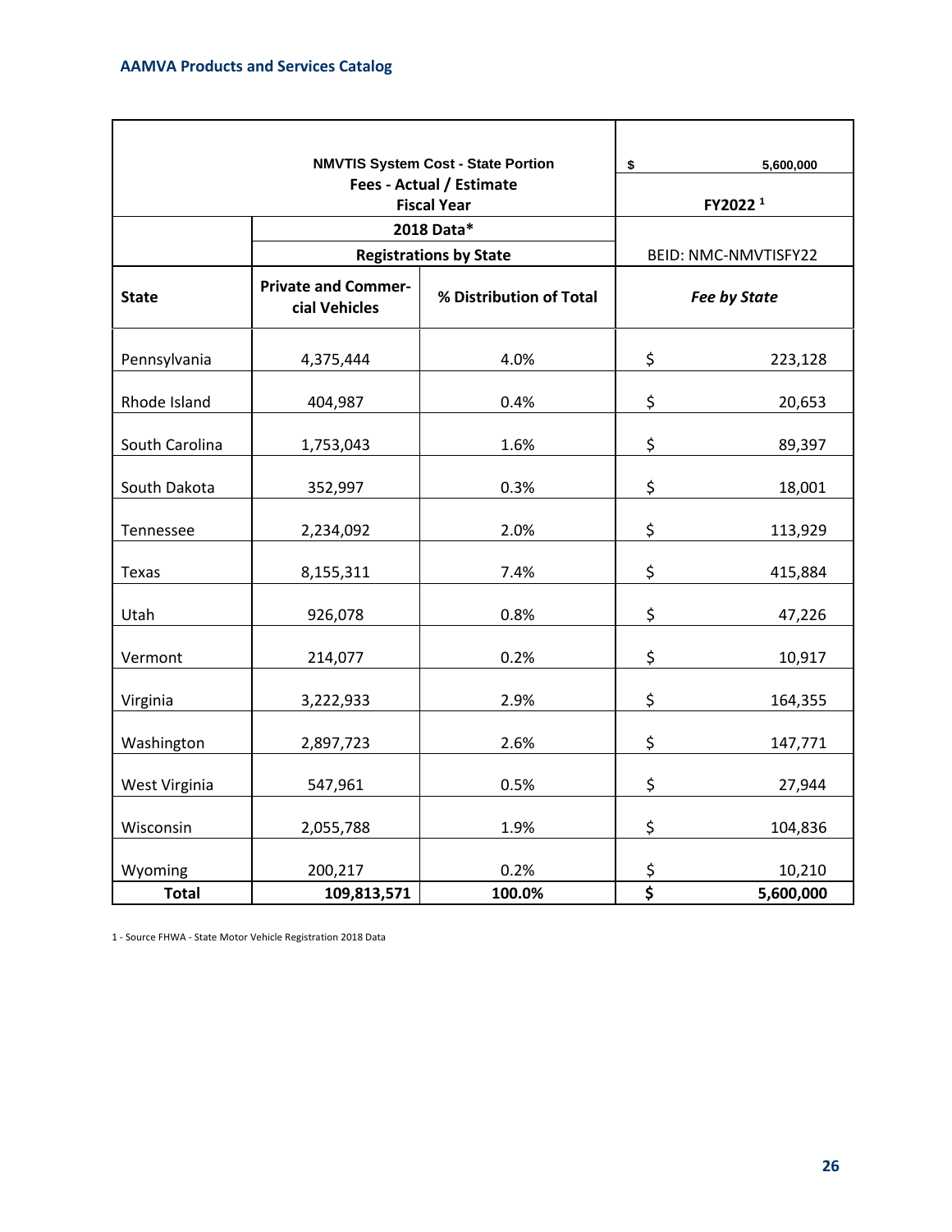| NMVTIS System Cost - State Portion<br>Fees - Actual / Estimate<br>Fiscal Year | | | $ 5,600,000<br>FY2022 [1] |
|---|---|---|---|
| | 2018 Data*<br>Registrations by State | | BEID: NMC-NMVTISFY22 |
| **State** | **Private and Commercial Vehicles** | **% Distribution of Total** | ***Fee by State*** |
| Pennsylvania | 4,375,444 | 4.0% | $ 223,128 |
| Rhode Island | 404,987 | 0.4% | $ 20,653 |
| South Carolina | 1,753,043 | 1.6% | $ 89,397 |
| South Dakota | 352,997 | 0.3% | $ 18,001 |
| Tennessee | 2,234,092 | 2.0% | $ 113,929 |
| Texas | 8,155,311 | 7.4% | $ 415,884 |
| Utah | 926,078 | 0.8% | $ 47,226 |
| Vermont | 214,077 | 0.2% | $ 10,917 |
| Virginia | 3,222,933 | 2.9% | $ 164,355 |
| Washington | 2,897,723 | 2.6% | $ 147,771 |
| West Virginia | 547,961 | 0.5% | $ 27,944 |
| Wisconsin | 2,055,788 | 1.9% | $ 104,836 |
| Wyoming | 200,217 | 0.2% | $ 10,210 |
| **Total** | **109,813,571** | **100.0%** | **$ 5,600,000** |

1 - Source FHWA - State Motor Vehicle Registration 2018 Data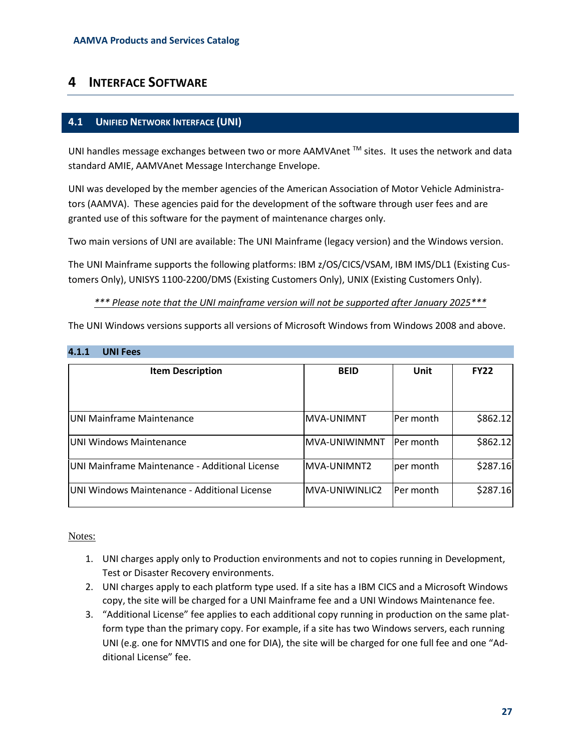# 4 INTERFACE SOFTWARE

## 4.1 UNIFIED NETWORK INTERFACE (UNI)

UNI handles message exchanges between two or more AAMVAnet ™ sites. It uses the network and data standard AMIE, AAMVAnet Message Interchange Envelope.

UNI was developed by the member agencies of the American Association of Motor Vehicle Administrators (AAMVA). These agencies paid for the development of the software through user fees and are granted use of this software for the payment of maintenance charges only.

Two main versions of UNI are available: The UNI Mainframe (legacy version) and the Windows version.

The UNI Mainframe supports the following platforms: IBM z/OS/CICS/VSAM, IBM IMS/DL1 (Existing Customers Only), UNISYS 1100-2200/DMS (Existing Customers Only), UNIX (Existing Customers Only).

*\*\*\* Please note that the UNI mainframe version will not be supported after January 2025\*\*\**

The UNI Windows versions supports all versions of Microsoft Windows from Windows 2008 and above.

### 4.1.1 UNI Fees

| Item Description | BEID | Unit | FY22 |
|---|---|---|---|
| UNI Mainframe Maintenance | MVA-UNIMNT | Per month | $862.12 |
| UNI Windows Maintenance | MVA-UNIWINMNT | Per month | $862.12 |
| UNI Mainframe Maintenance - Additional License | MVA-UNIMNT2 | per month | $287.16 |
| UNI Windows Maintenance - Additional License | MVA-UNIWINLIC2 | Per month | $287.16 |

Notes:

1. UNI charges apply only to Production environments and not to copies running in Development, Test or Disaster Recovery environments.
2. UNI charges apply to each platform type used. If a site has a IBM CICS and a Microsoft Windows copy, the site will be charged for a UNI Mainframe fee and a UNI Windows Maintenance fee.
3. "Additional License" fee applies to each additional copy running in production on the same platform type than the primary copy. For example, if a site has two Windows servers, each running UNI (e.g. one for NMVTIS and one for DIA), the site will be charged for one full fee and one "Additional License" fee.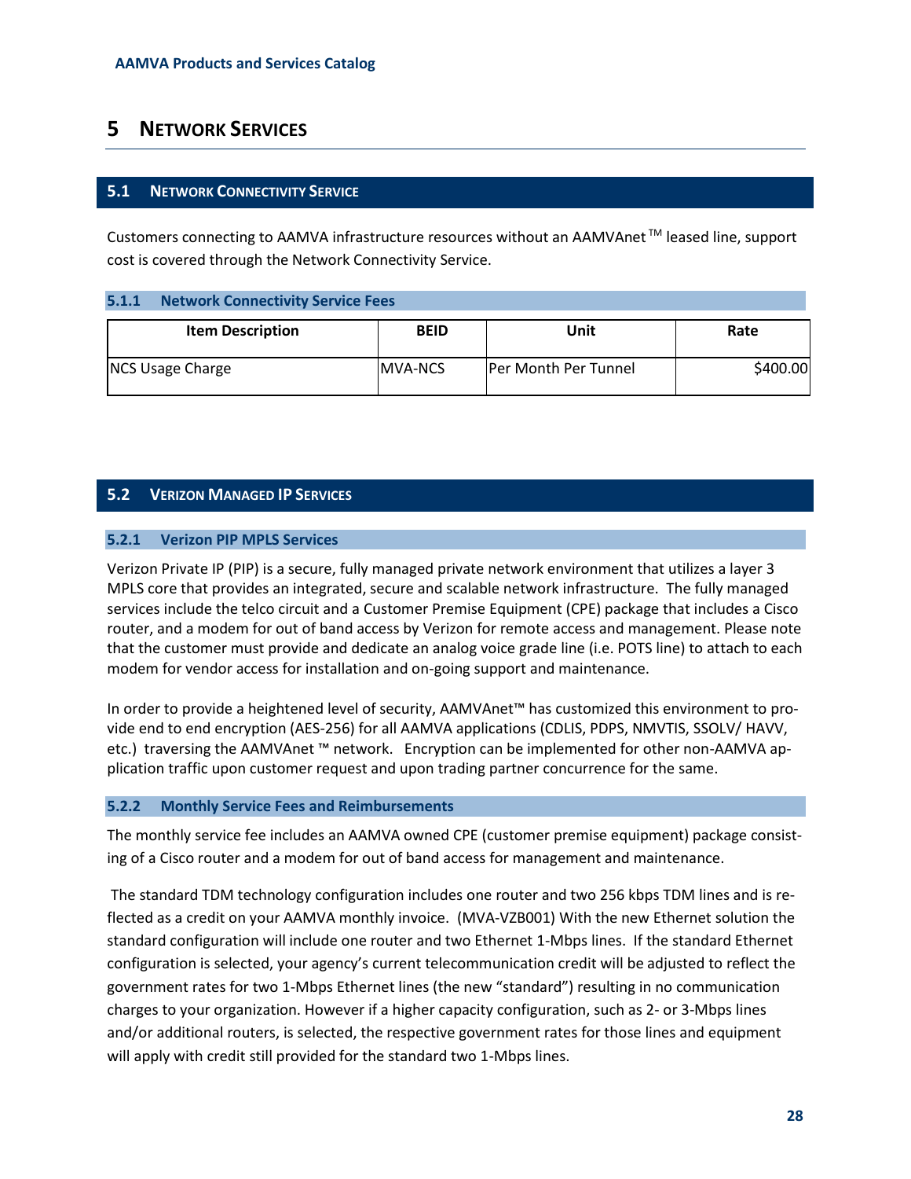# 5 Network Services

## 5.1 Network Connectivity Service

Customers connecting to AAMVA infrastructure resources without an AAMVAnet™ leased line, support cost is covered through the Network Connectivity Service.

### 5.1.1 Network Connectivity Service Fees

| Item Description | BEID | Unit | Rate |
|---|---|---|---|
| NCS Usage Charge | MVA-NCS | Per Month Per Tunnel | $400.00 |

## 5.2 Verizon Managed IP Services

### 5.2.1 Verizon PIP MPLS Services

Verizon Private IP (PIP) is a secure, fully managed private network environment that utilizes a layer 3 MPLS core that provides an integrated, secure and scalable network infrastructure. The fully managed services include the telco circuit and a Customer Premise Equipment (CPE) package that includes a Cisco router, and a modem for out of band access by Verizon for remote access and management. Please note that the customer must provide and dedicate an analog voice grade line (i.e. POTS line) to attach to each modem for vendor access for installation and on-going support and maintenance.

In order to provide a heightened level of security, AAMVAnet™ has customized this environment to provide end to end encryption (AES-256) for all AAMVA applications (CDLIS, PDPS, NMVTIS, SSOLV/ HAVV, etc.) traversing the AAMVAnet ™ network. Encryption can be implemented for other non-AAMVA application traffic upon customer request and upon trading partner concurrence for the same.

### 5.2.2 Monthly Service Fees and Reimbursements

The monthly service fee includes an AAMVA owned CPE (customer premise equipment) package consisting of a Cisco router and a modem for out of band access for management and maintenance.

The standard TDM technology configuration includes one router and two 256 kbps TDM lines and is reflected as a credit on your AAMVA monthly invoice. (MVA-VZB001) With the new Ethernet solution the standard configuration will include one router and two Ethernet 1-Mbps lines. If the standard Ethernet configuration is selected, your agency's current telecommunication credit will be adjusted to reflect the government rates for two 1-Mbps Ethernet lines (the new "standard") resulting in no communication charges to your organization. However if a higher capacity configuration, such as 2- or 3-Mbps lines and/or additional routers, is selected, the respective government rates for those lines and equipment will apply with credit still provided for the standard two 1-Mbps lines.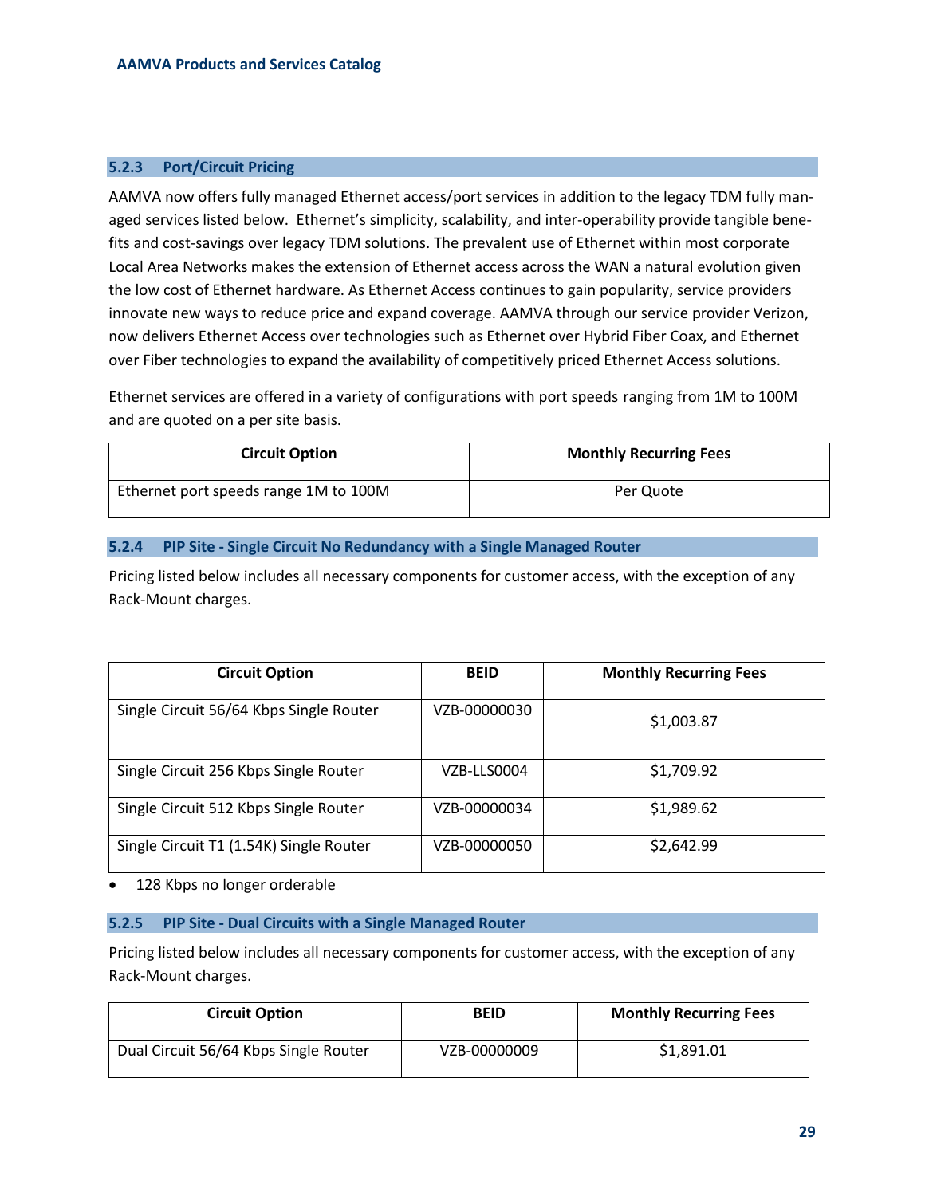### 5.2.3 Port/Circuit Pricing

AAMVA now offers fully managed Ethernet access/port services in addition to the legacy TDM fully managed services listed below. Ethernet's simplicity, scalability, and inter-operability provide tangible benefits and cost-savings over legacy TDM solutions. The prevalent use of Ethernet within most corporate Local Area Networks makes the extension of Ethernet access across the WAN a natural evolution given the low cost of Ethernet hardware. As Ethernet Access continues to gain popularity, service providers innovate new ways to reduce price and expand coverage. AAMVA through our service provider Verizon, now delivers Ethernet Access over technologies such as Ethernet over Hybrid Fiber Coax, and Ethernet over Fiber technologies to expand the availability of competitively priced Ethernet Access solutions.

Ethernet services are offered in a variety of configurations with port speeds ranging from 1M to 100M and are quoted on a per site basis.

| Circuit Option | Monthly Recurring Fees |
|---|---|
| Ethernet port speeds range 1M to 100M | Per Quote |

### 5.2.4 PIP Site - Single Circuit No Redundancy with a Single Managed Router

Pricing listed below includes all necessary components for customer access, with the exception of any Rack-Mount charges.

| Circuit Option | BEID | Monthly Recurring Fees |
|---|---|---|
| Single Circuit 56/64 Kbps Single Router | VZB-00000030 | $1,003.87 |
| Single Circuit 256 Kbps Single Router | VZB-LLS0004 | $1,709.92 |
| Single Circuit 512 Kbps Single Router | VZB-00000034 | $1,989.62 |
| Single Circuit T1 (1.54K) Single Router | VZB-00000050 | $2,642.99 |

- 128 Kbps no longer orderable

### 5.2.5 PIP Site - Dual Circuits with a Single Managed Router

Pricing listed below includes all necessary components for customer access, with the exception of any Rack-Mount charges.

| Circuit Option | BEID | Monthly Recurring Fees |
|---|---|---|
| Dual Circuit 56/64 Kbps Single Router | VZB-00000009 | $1,891.01 |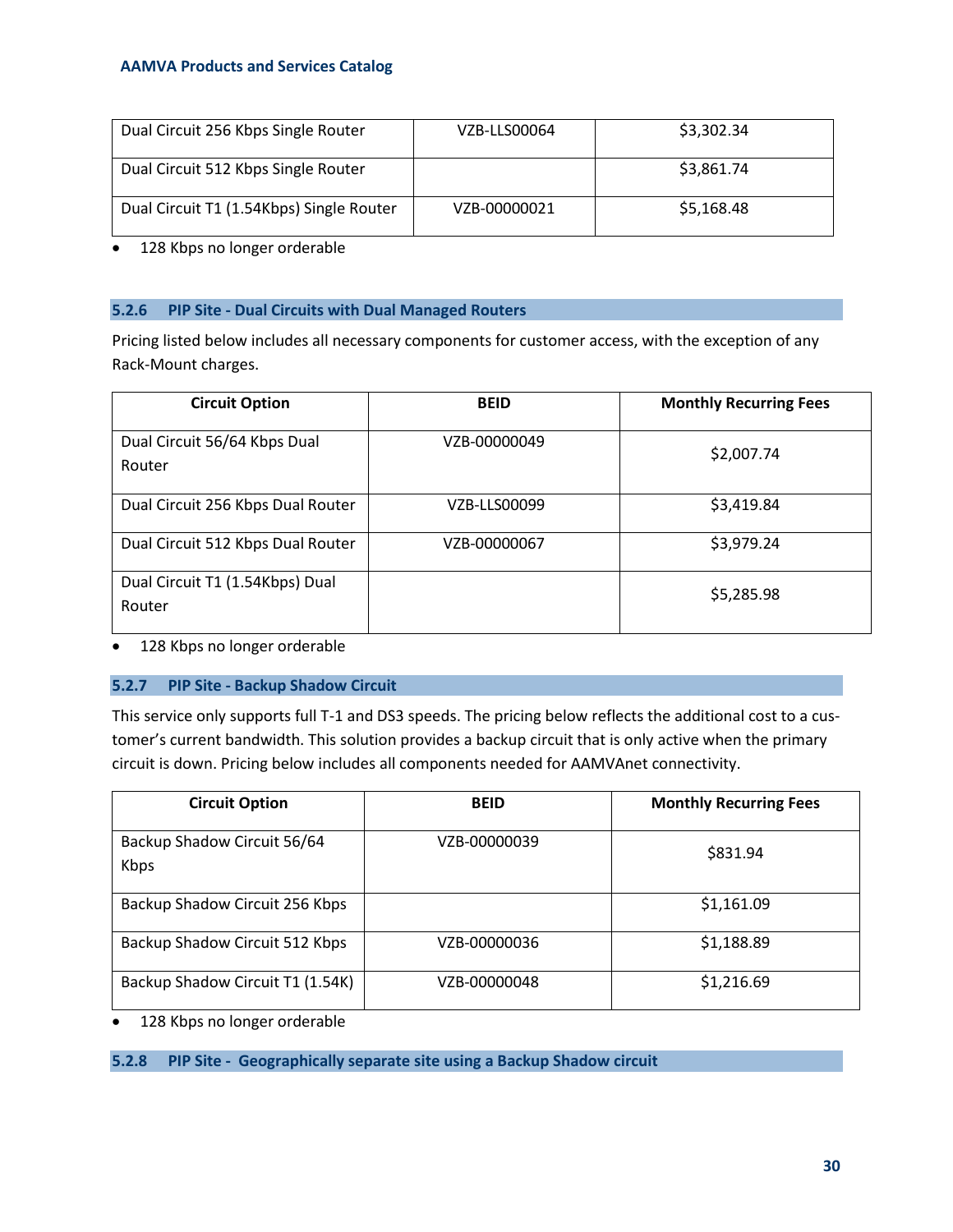| | | |
|---|---|---|
| Dual Circuit 256 Kbps Single Router | VZB-LLS00064 | $3,302.34 |
| Dual Circuit 512 Kbps Single Router | | $3,861.74 |
| Dual Circuit T1 (1.54Kbps) Single Router | VZB-00000021 | $5,168.48 |

- 128 Kbps no longer orderable

### 5.2.6 PIP Site - Dual Circuits with Dual Managed Routers

Pricing listed below includes all necessary components for customer access, with the exception of any Rack-Mount charges.

| Circuit Option | BEID | Monthly Recurring Fees |
|---|---|---|
| Dual Circuit 56/64 Kbps Dual Router | VZB-00000049 | $2,007.74 |
| Dual Circuit 256 Kbps Dual Router | VZB-LLS00099 | $3,419.84 |
| Dual Circuit 512 Kbps Dual Router | VZB-00000067 | $3,979.24 |
| Dual Circuit T1 (1.54Kbps) Dual Router | | $5,285.98 |

- 128 Kbps no longer orderable

### 5.2.7 PIP Site - Backup Shadow Circuit

This service only supports full T-1 and DS3 speeds. The pricing below reflects the additional cost to a customer's current bandwidth. This solution provides a backup circuit that is only active when the primary circuit is down. Pricing below includes all components needed for AAMVAnet connectivity.

| Circuit Option | BEID | Monthly Recurring Fees |
|---|---|---|
| Backup Shadow Circuit 56/64 Kbps | VZB-00000039 | $831.94 |
| Backup Shadow Circuit 256 Kbps | | $1,161.09 |
| Backup Shadow Circuit 512 Kbps | VZB-00000036 | $1,188.89 |
| Backup Shadow Circuit T1 (1.54K) | VZB-00000048 | $1,216.69 |

- 128 Kbps no longer orderable

### 5.2.8 PIP Site - Geographically separate site using a Backup Shadow circuit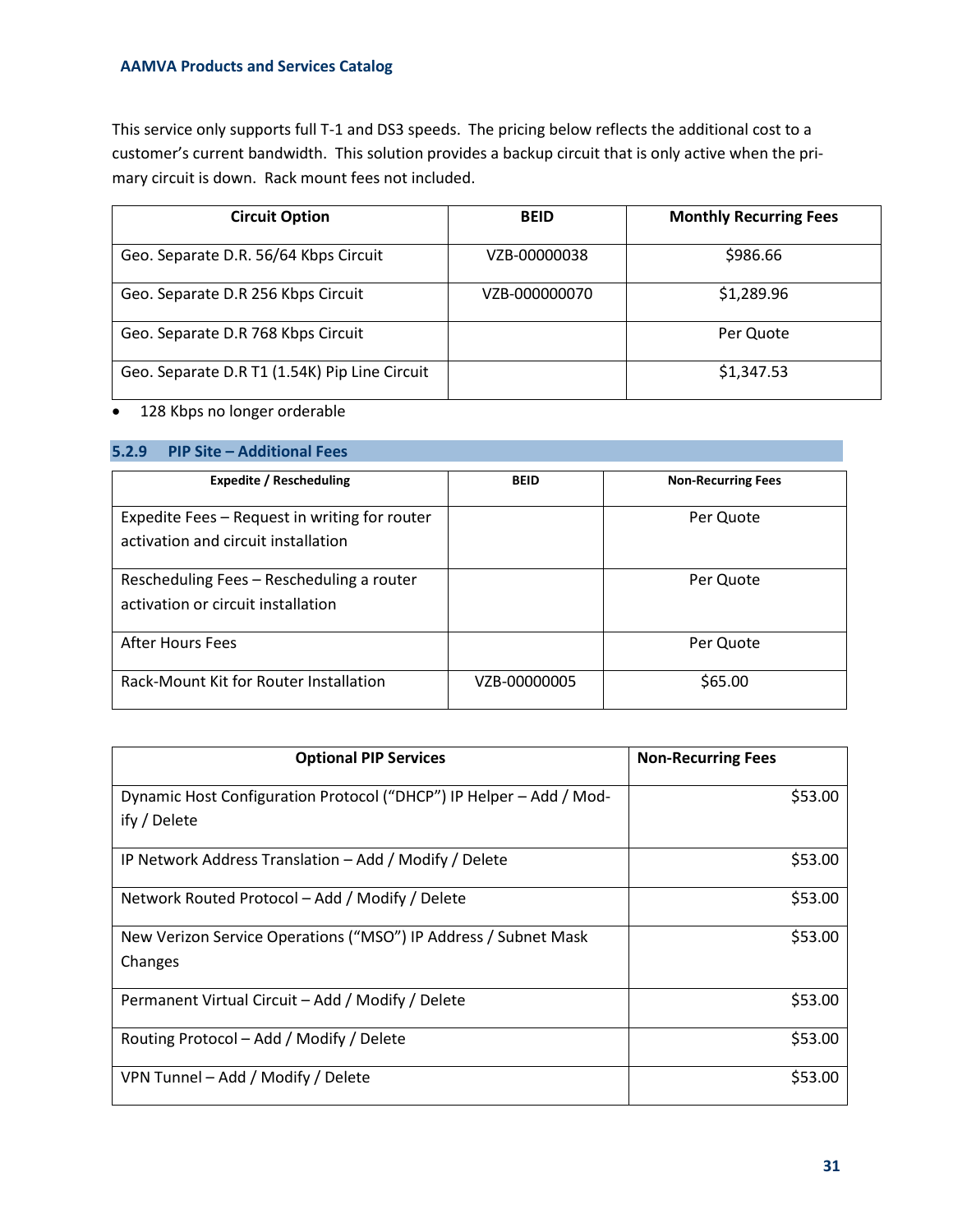This service only supports full T-1 and DS3 speeds. The pricing below reflects the additional cost to a customer's current bandwidth. This solution provides a backup circuit that is only active when the primary circuit is down. Rack mount fees not included.

| Circuit Option | BEID | Monthly Recurring Fees |
|---|---|---|
| Geo. Separate D.R. 56/64 Kbps Circuit | VZB-00000038 | $986.66 |
| Geo. Separate D.R 256 Kbps Circuit | VZB-000000070 | $1,289.96 |
| Geo. Separate D.R 768 Kbps Circuit | | Per Quote |
| Geo. Separate D.R T1 (1.54K) Pip Line Circuit | | $1,347.53 |

- 128 Kbps no longer orderable

### 5.2.9 PIP Site – Additional Fees

| Expedite / Rescheduling | BEID | Non-Recurring Fees |
|---|---|---|
| Expedite Fees – Request in writing for router activation and circuit installation | | Per Quote |
| Rescheduling Fees – Rescheduling a router activation or circuit installation | | Per Quote |
| After Hours Fees | | Per Quote |
| Rack-Mount Kit for Router Installation | VZB-00000005 | $65.00 |

| Optional PIP Services | Non-Recurring Fees |
|---|---|
| Dynamic Host Configuration Protocol ("DHCP") IP Helper – Add / Modify / Delete | $53.00 |
| IP Network Address Translation – Add / Modify / Delete | $53.00 |
| Network Routed Protocol – Add / Modify / Delete | $53.00 |
| New Verizon Service Operations ("MSO") IP Address / Subnet Mask Changes | $53.00 |
| Permanent Virtual Circuit – Add / Modify / Delete | $53.00 |
| Routing Protocol – Add / Modify / Delete | $53.00 |
| VPN Tunnel – Add / Modify / Delete | $53.00 |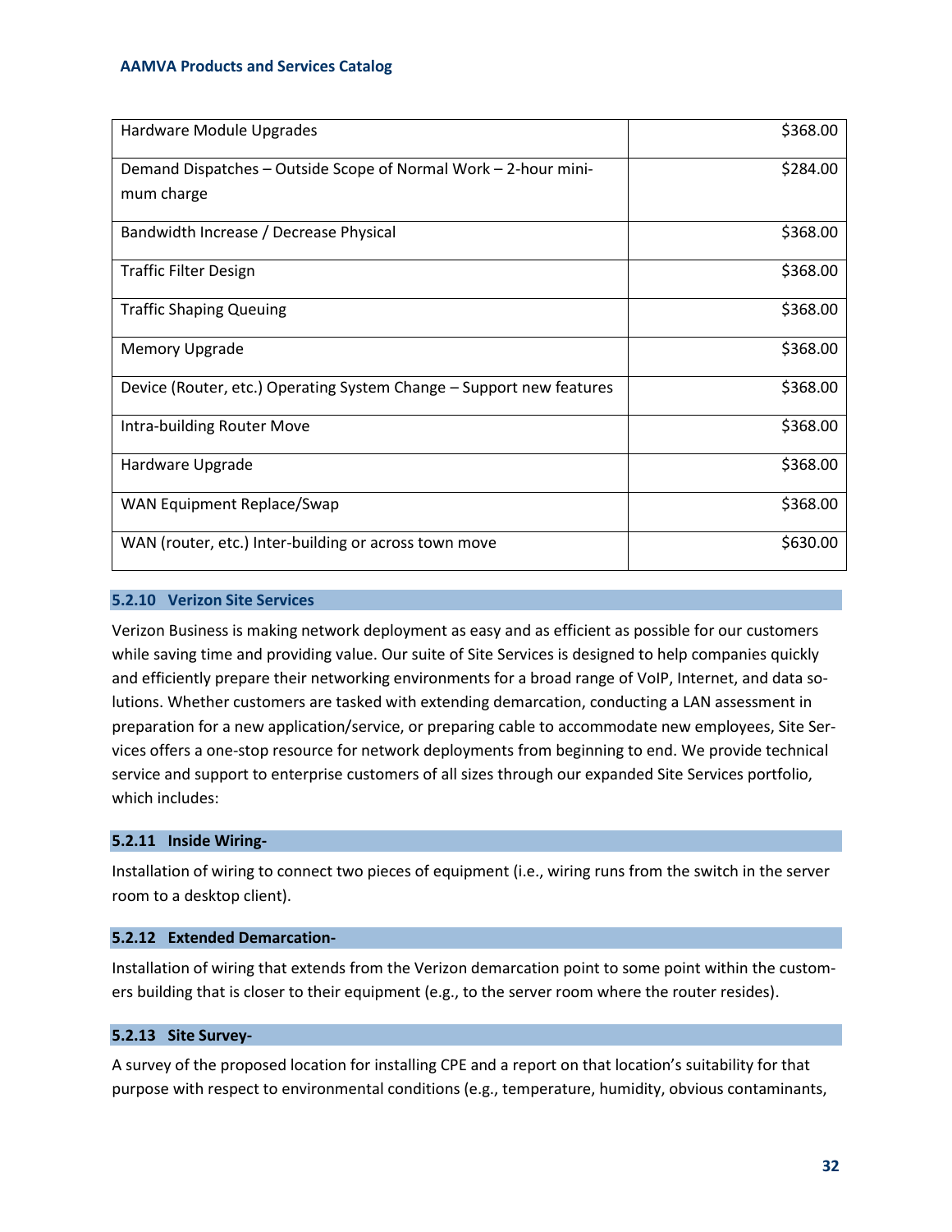| Hardware Module Upgrades | $368.00 |
|---|---|
| Demand Dispatches – Outside Scope of Normal Work – 2-hour minimum charge | $284.00 |
| Bandwidth Increase / Decrease Physical | $368.00 |
| Traffic Filter Design | $368.00 |
| Traffic Shaping Queuing | $368.00 |
| Memory Upgrade | $368.00 |
| Device (Router, etc.) Operating System Change – Support new features | $368.00 |
| Intra-building Router Move | $368.00 |
| Hardware Upgrade | $368.00 |
| WAN Equipment Replace/Swap | $368.00 |
| WAN (router, etc.) Inter-building or across town move | $630.00 |

### 5.2.10 Verizon Site Services

Verizon Business is making network deployment as easy and as efficient as possible for our customers while saving time and providing value. Our suite of Site Services is designed to help companies quickly and efficiently prepare their networking environments for a broad range of VoIP, Internet, and data solutions. Whether customers are tasked with extending demarcation, conducting a LAN assessment in preparation for a new application/service, or preparing cable to accommodate new employees, Site Services offers a one-stop resource for network deployments from beginning to end. We provide technical service and support to enterprise customers of all sizes through our expanded Site Services portfolio, which includes:

### 5.2.11 Inside Wiring-

Installation of wiring to connect two pieces of equipment (i.e., wiring runs from the switch in the server room to a desktop client).

### 5.2.12 Extended Demarcation-

Installation of wiring that extends from the Verizon demarcation point to some point within the customers building that is closer to their equipment (e.g., to the server room where the router resides).

### 5.2.13 Site Survey-

A survey of the proposed location for installing CPE and a report on that location's suitability for that purpose with respect to environmental conditions (e.g., temperature, humidity, obvious contaminants,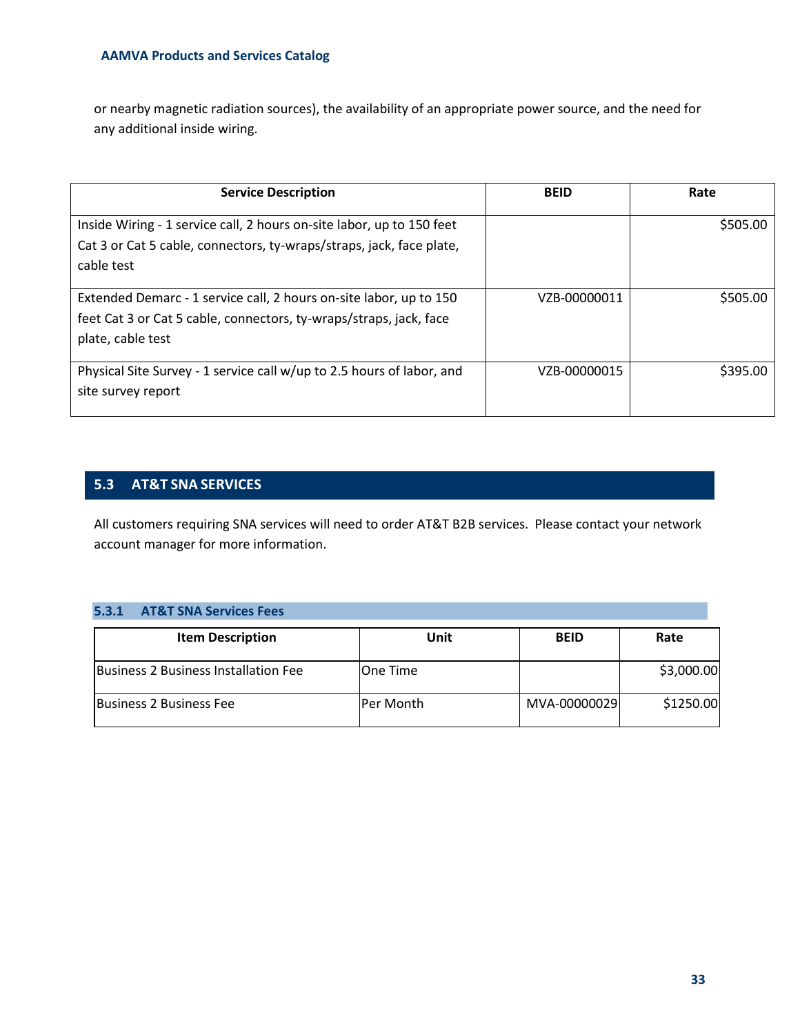or nearby magnetic radiation sources), the availability of an appropriate power source, and the need for any additional inside wiring.

| Service Description | BEID | Rate |
|---|---|---|
| Inside Wiring - 1 service call, 2 hours on-site labor, up to 150 feet Cat 3 or Cat 5 cable, connectors, ty-wraps/straps, jack, face plate, cable test | | $505.00 |
| Extended Demarc - 1 service call, 2 hours on-site labor, up to 150 feet Cat 3 or Cat 5 cable, connectors, ty-wraps/straps, jack, face plate, cable test | VZB-00000011 | $505.00 |
| Physical Site Survey - 1 service call w/up to 2.5 hours of labor, and site survey report | VZB-00000015 | $395.00 |

## 5.3 AT&T SNA SERVICES

All customers requiring SNA services will need to order AT&T B2B services. Please contact your network account manager for more information.

### 5.3.1 AT&T SNA Services Fees

| Item Description | Unit | BEID | Rate |
|---|---|---|---|
| Business 2 Business Installation Fee | One Time | | $3,000.00 |
| Business 2 Business Fee | Per Month | MVA-00000029 | $1250.00 |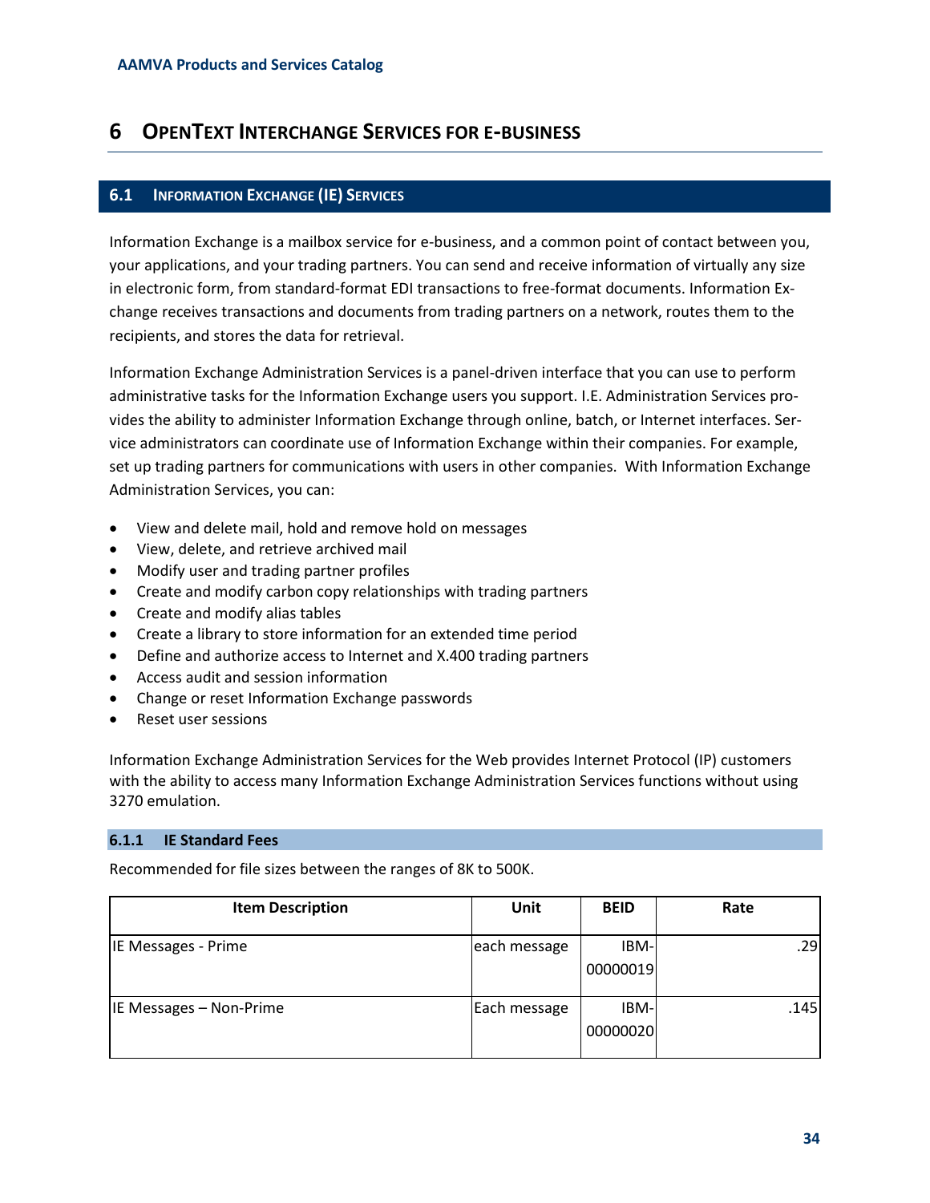# 6 OpenText Interchange Services for e-business

## 6.1 Information Exchange (IE) Services

Information Exchange is a mailbox service for e-business, and a common point of contact between you, your applications, and your trading partners. You can send and receive information of virtually any size in electronic form, from standard-format EDI transactions to free-format documents. Information Exchange receives transactions and documents from trading partners on a network, routes them to the recipients, and stores the data for retrieval.

Information Exchange Administration Services is a panel-driven interface that you can use to perform administrative tasks for the Information Exchange users you support. I.E. Administration Services provides the ability to administer Information Exchange through online, batch, or Internet interfaces. Service administrators can coordinate use of Information Exchange within their companies. For example, set up trading partners for communications with users in other companies. With Information Exchange Administration Services, you can:

- View and delete mail, hold and remove hold on messages
- View, delete, and retrieve archived mail
- Modify user and trading partner profiles
- Create and modify carbon copy relationships with trading partners
- Create and modify alias tables
- Create a library to store information for an extended time period
- Define and authorize access to Internet and X.400 trading partners
- Access audit and session information
- Change or reset Information Exchange passwords
- Reset user sessions

Information Exchange Administration Services for the Web provides Internet Protocol (IP) customers with the ability to access many Information Exchange Administration Services functions without using 3270 emulation.

### 6.1.1 IE Standard Fees

Recommended for file sizes between the ranges of 8K to 500K.

| Item Description | Unit | BEID | Rate |
|---|---|---|---|
| IE Messages - Prime | each message | IBM-00000019 | .29 |
| IE Messages – Non-Prime | Each message | IBM-00000020 | .145 |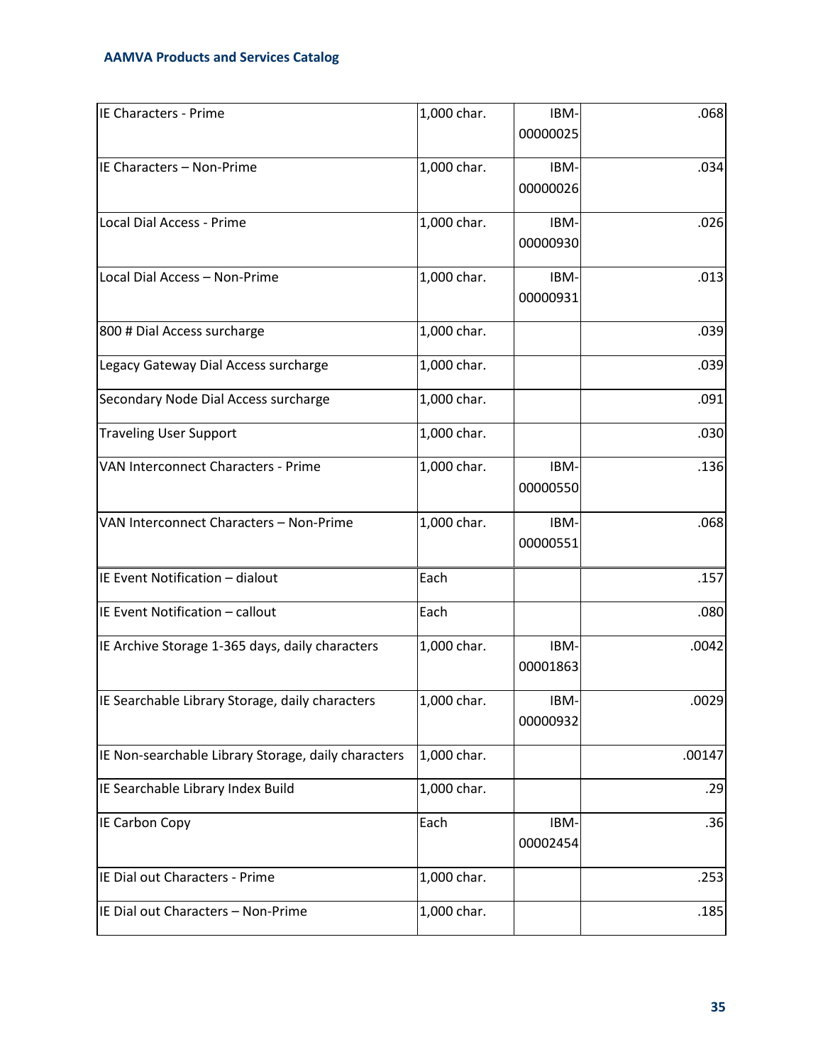| | | | |
|---|---|---|---|
| IE Characters - Prime | 1,000 char. | IBM-00000025 | .068 |
| IE Characters – Non-Prime | 1,000 char. | IBM-00000026 | .034 |
| Local Dial Access - Prime | 1,000 char. | IBM-00000930 | .026 |
| Local Dial Access – Non-Prime | 1,000 char. | IBM-00000931 | .013 |
| 800 # Dial Access surcharge | 1,000 char. | | .039 |
| Legacy Gateway Dial Access surcharge | 1,000 char. | | .039 |
| Secondary Node Dial Access surcharge | 1,000 char. | | .091 |
| Traveling User Support | 1,000 char. | | .030 |
| VAN Interconnect Characters - Prime | 1,000 char. | IBM-00000550 | .136 |
| VAN Interconnect Characters – Non-Prime | 1,000 char. | IBM-00000551 | .068 |
| IE Event Notification – dialout | Each | | .157 |
| IE Event Notification – callout | Each | | .080 |
| IE Archive Storage 1-365 days, daily characters | 1,000 char. | IBM-00001863 | .0042 |
| IE Searchable Library Storage, daily characters | 1,000 char. | IBM-00000932 | .0029 |
| IE Non-searchable Library Storage, daily characters | 1,000 char. | | .00147 |
| IE Searchable Library Index Build | 1,000 char. | | .29 |
| IE Carbon Copy | Each | IBM-00002454 | .36 |
| IE Dial out Characters - Prime | 1,000 char. | | .253 |
| IE Dial out Characters – Non-Prime | 1,000 char. | | .185 |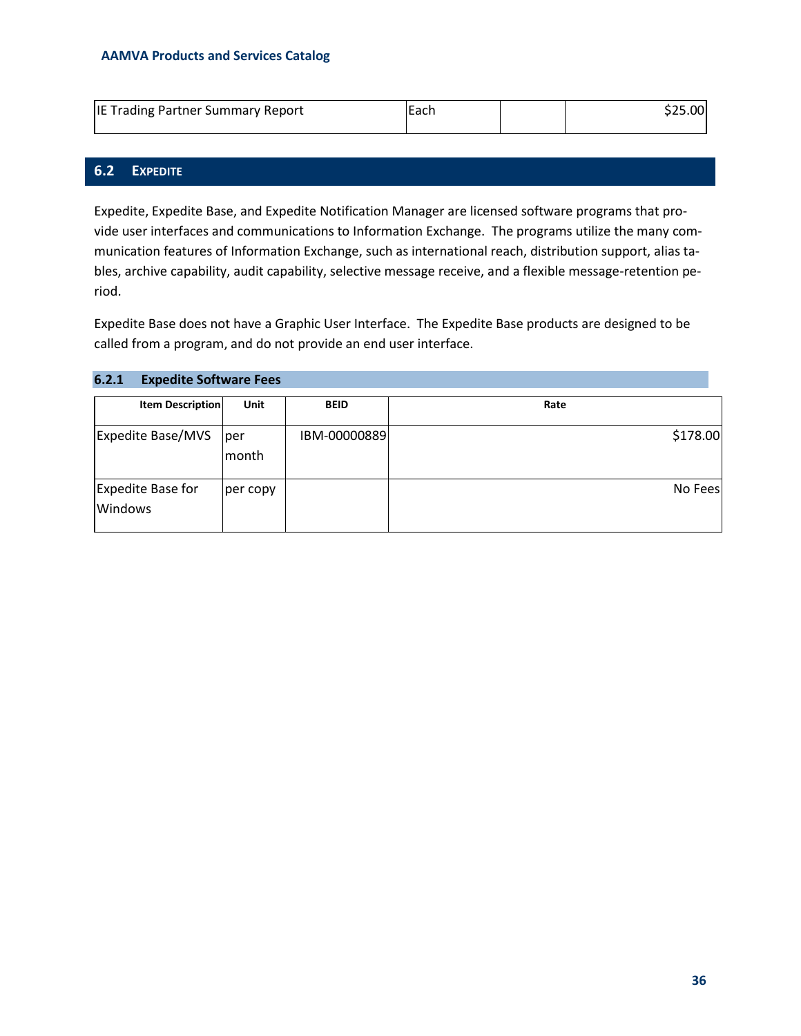| | | | |
|---|---|---|---|
| IE Trading Partner Summary Report | Each | | $25.00 |

## 6.2 Expedite

Expedite, Expedite Base, and Expedite Notification Manager are licensed software programs that provide user interfaces and communications to Information Exchange. The programs utilize the many communication features of Information Exchange, such as international reach, distribution support, alias tables, archive capability, audit capability, selective message receive, and a flexible message-retention period.

Expedite Base does not have a Graphic User Interface. The Expedite Base products are designed to be called from a program, and do not provide an end user interface.

### 6.2.1 Expedite Software Fees

| Item Description | Unit | BEID | Rate |
|---|---|---|---|
| Expedite Base/MVS | per month | IBM-00000889 | $178.00 |
| Expedite Base for Windows | per copy | | No Fees |